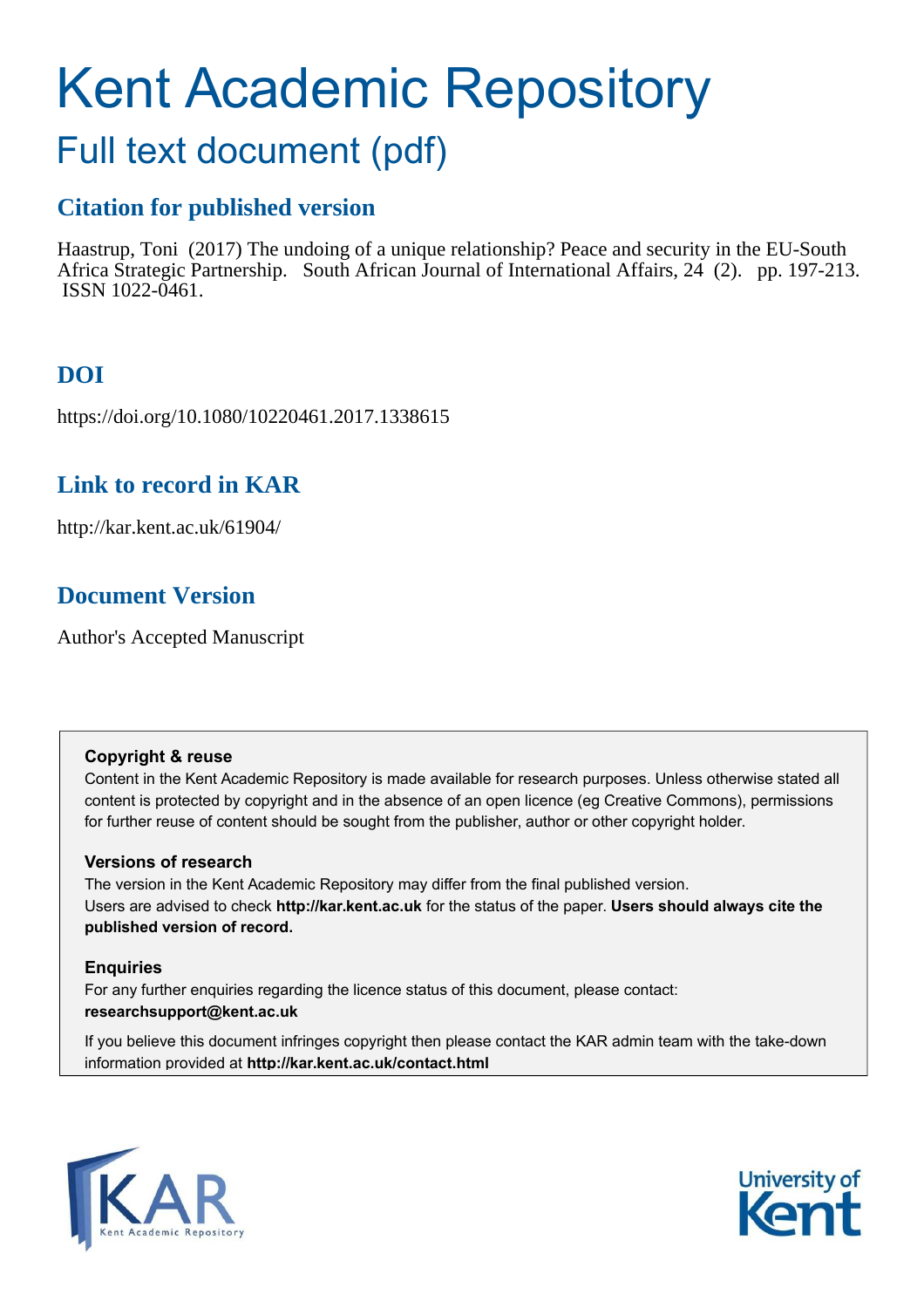# Kent Academic Repository

## Full text document (pdf)

### Citation for published version

Haastrup, Toni (2017) The undoing of a unique relationship? Peace and security in the EU-South Africa Strategic Partnership. South African Journal of International Affairs, 24 (2). pp. 197-213. ISSN 1022-0461.

### DOI

https://doi.org/10.1080/10220461.2017.1338615

### Link to record in KAR

http://kar.kent.ac.uk/61904/

### Document Version

Author's Accepted Manuscript

**Copyright & reuse**

Content in the Kent Academic Repository is made available for research purposes. Unless otherwise stated all content is protected by copyright and in the absence of an open licence (eg Creative Commons), permissions for further reuse of content should be sought from the publisher, author or other copyright holder.

**Versions of research**

The version in the Kent Academic Repository may differ from the final published version.
Users are advised to check **http://kar.kent.ac.uk** for the status of the paper. **Users should always cite the published version of record.**

**Enquiries**

For any further enquiries regarding the licence status of this document, please contact:
**researchsupport@kent.ac.uk**

If you believe this document infringes copyright then please contact the KAR admin team with the take-down information provided at **http://kar.kent.ac.uk/contact.html**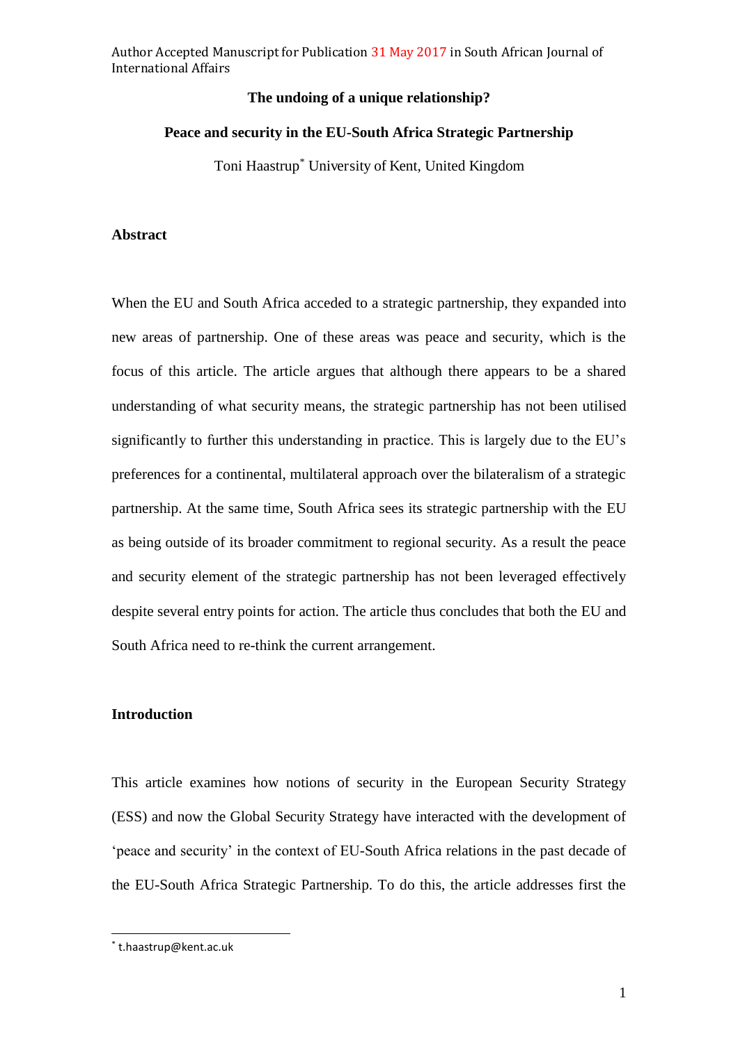Author Accepted Manuscript for Publication 31 May 2017 in South African Journal of International Affairs

**The undoing of a unique relationship?**

**Peace and security in the EU-South Africa Strategic Partnership**

Toni Haastrup[*] University of Kent, United Kingdom

## Abstract

When the EU and South Africa acceded to a strategic partnership, they expanded into new areas of partnership. One of these areas was peace and security, which is the focus of this article. The article argues that although there appears to be a shared understanding of what security means, the strategic partnership has not been utilised significantly to further this understanding in practice. This is largely due to the EU's preferences for a continental, multilateral approach over the bilateralism of a strategic partnership. At the same time, South Africa sees its strategic partnership with the EU as being outside of its broader commitment to regional security. As a result the peace and security element of the strategic partnership has not been leveraged effectively despite several entry points for action. The article thus concludes that both the EU and South Africa need to re-think the current arrangement.

## Introduction

This article examines how notions of security in the European Security Strategy (ESS) and now the Global Security Strategy have interacted with the development of 'peace and security' in the context of EU-South Africa relations in the past decade of the EU-South Africa Strategic Partnership. To do this, the article addresses first the

[*] t.haastrup@kent.ac.uk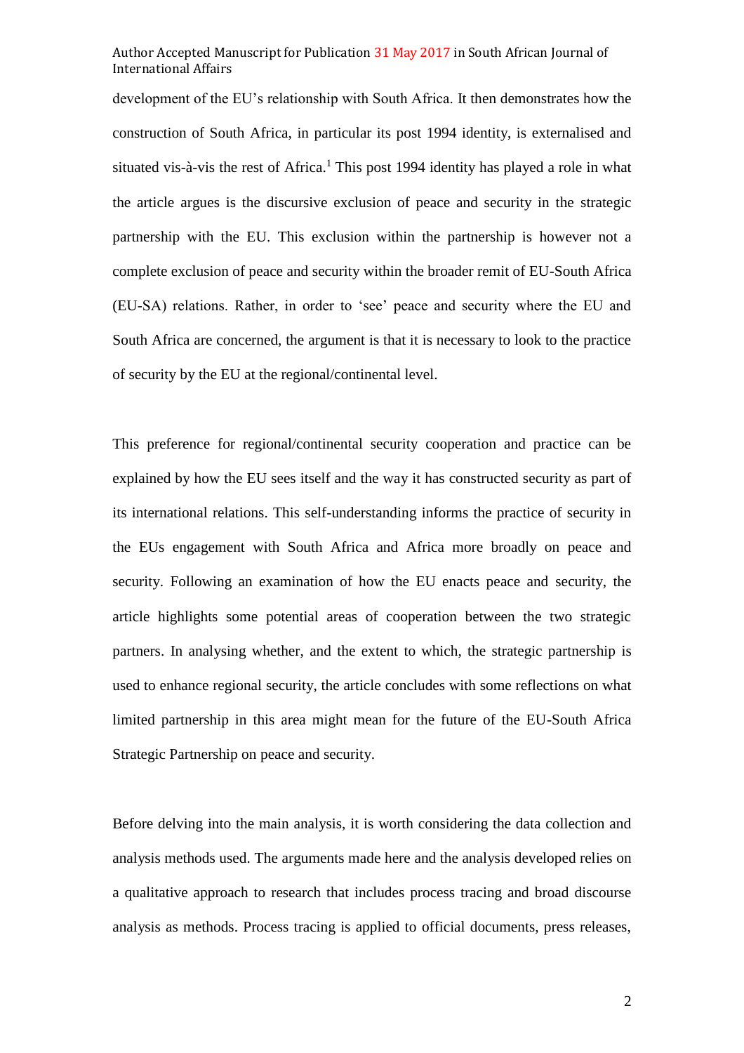development of the EU's relationship with South Africa. It then demonstrates how the construction of South Africa, in particular its post 1994 identity, is externalised and situated vis-à-vis the rest of Africa.[1] This post 1994 identity has played a role in what the article argues is the discursive exclusion of peace and security in the strategic partnership with the EU. This exclusion within the partnership is however not a complete exclusion of peace and security within the broader remit of EU-South Africa (EU-SA) relations. Rather, in order to 'see' peace and security where the EU and South Africa are concerned, the argument is that it is necessary to look to the practice of security by the EU at the regional/continental level.

This preference for regional/continental security cooperation and practice can be explained by how the EU sees itself and the way it has constructed security as part of its international relations. This self-understanding informs the practice of security in the EUs engagement with South Africa and Africa more broadly on peace and security. Following an examination of how the EU enacts peace and security, the article highlights some potential areas of cooperation between the two strategic partners. In analysing whether, and the extent to which, the strategic partnership is used to enhance regional security, the article concludes with some reflections on what limited partnership in this area might mean for the future of the EU-South Africa Strategic Partnership on peace and security.

Before delving into the main analysis, it is worth considering the data collection and analysis methods used. The arguments made here and the analysis developed relies on a qualitative approach to research that includes process tracing and broad discourse analysis as methods. Process tracing is applied to official documents, press releases,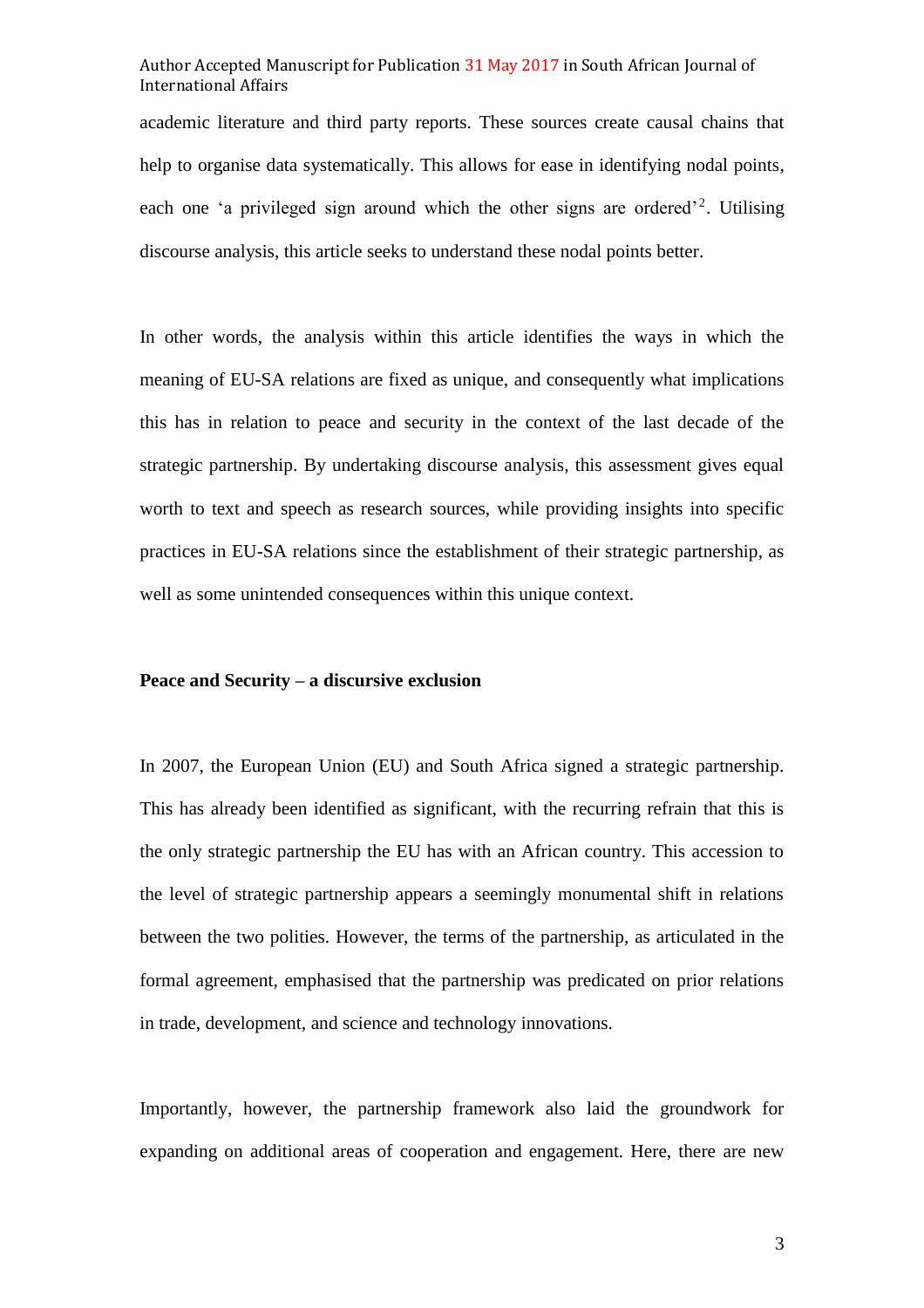academic literature and third party reports. These sources create causal chains that help to organise data systematically. This allows for ease in identifying nodal points, each one 'a privileged sign around which the other signs are ordered'[2]. Utilising discourse analysis, this article seeks to understand these nodal points better.

In other words, the analysis within this article identifies the ways in which the meaning of EU-SA relations are fixed as unique, and consequently what implications this has in relation to peace and security in the context of the last decade of the strategic partnership. By undertaking discourse analysis, this assessment gives equal worth to text and speech as research sources, while providing insights into specific practices in EU-SA relations since the establishment of their strategic partnership, as well as some unintended consequences within this unique context.

**Peace and Security – a discursive exclusion**

In 2007, the European Union (EU) and South Africa signed a strategic partnership. This has already been identified as significant, with the recurring refrain that this is the only strategic partnership the EU has with an African country. This accession to the level of strategic partnership appears a seemingly monumental shift in relations between the two polities. However, the terms of the partnership, as articulated in the formal agreement, emphasised that the partnership was predicated on prior relations in trade, development, and science and technology innovations.

Importantly, however, the partnership framework also laid the groundwork for expanding on additional areas of cooperation and engagement. Here, there are new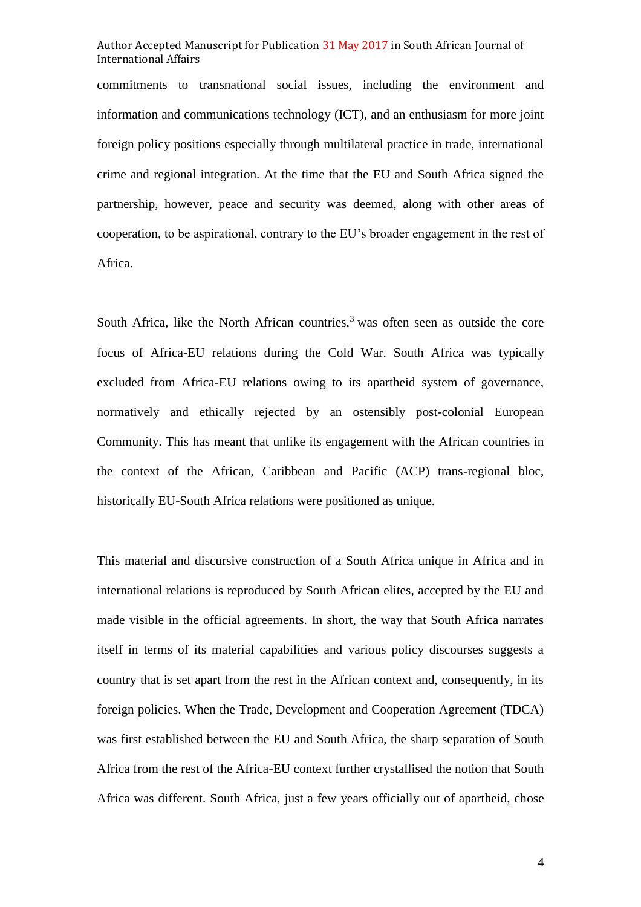commitments to transnational social issues, including the environment and information and communications technology (ICT), and an enthusiasm for more joint foreign policy positions especially through multilateral practice in trade, international crime and regional integration. At the time that the EU and South Africa signed the partnership, however, peace and security was deemed, along with other areas of cooperation, to be aspirational, contrary to the EU's broader engagement in the rest of Africa.

South Africa, like the North African countries,[3] was often seen as outside the core focus of Africa-EU relations during the Cold War. South Africa was typically excluded from Africa-EU relations owing to its apartheid system of governance, normatively and ethically rejected by an ostensibly post-colonial European Community. This has meant that unlike its engagement with the African countries in the context of the African, Caribbean and Pacific (ACP) trans-regional bloc, historically EU-South Africa relations were positioned as unique.

This material and discursive construction of a South Africa unique in Africa and in international relations is reproduced by South African elites, accepted by the EU and made visible in the official agreements. In short, the way that South Africa narrates itself in terms of its material capabilities and various policy discourses suggests a country that is set apart from the rest in the African context and, consequently, in its foreign policies. When the Trade, Development and Cooperation Agreement (TDCA) was first established between the EU and South Africa, the sharp separation of South Africa from the rest of the Africa-EU context further crystallised the notion that South Africa was different. South Africa, just a few years officially out of apartheid, chose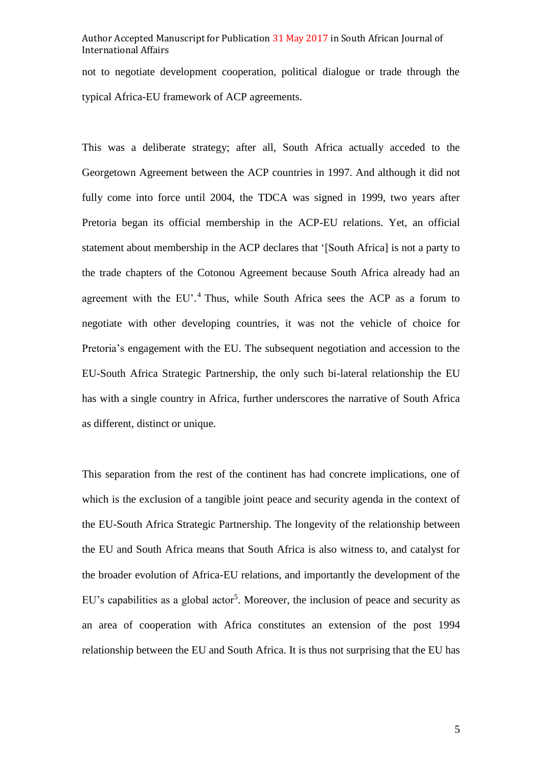not to negotiate development cooperation, political dialogue or trade through the typical Africa-EU framework of ACP agreements.

This was a deliberate strategy; after all, South Africa actually acceded to the Georgetown Agreement between the ACP countries in 1997. And although it did not fully come into force until 2004, the TDCA was signed in 1999, two years after Pretoria began its official membership in the ACP-EU relations. Yet, an official statement about membership in the ACP declares that '[South Africa] is not a party to the trade chapters of the Cotonou Agreement because South Africa already had an agreement with the EU'.[4] Thus, while South Africa sees the ACP as a forum to negotiate with other developing countries, it was not the vehicle of choice for Pretoria's engagement with the EU. The subsequent negotiation and accession to the EU-South Africa Strategic Partnership, the only such bi-lateral relationship the EU has with a single country in Africa, further underscores the narrative of South Africa as different, distinct or unique.

This separation from the rest of the continent has had concrete implications, one of which is the exclusion of a tangible joint peace and security agenda in the context of the EU-South Africa Strategic Partnership. The longevity of the relationship between the EU and South Africa means that South Africa is also witness to, and catalyst for the broader evolution of Africa-EU relations, and importantly the development of the EU's capabilities as a global actor[5]. Moreover, the inclusion of peace and security as an area of cooperation with Africa constitutes an extension of the post 1994 relationship between the EU and South Africa. It is thus not surprising that the EU has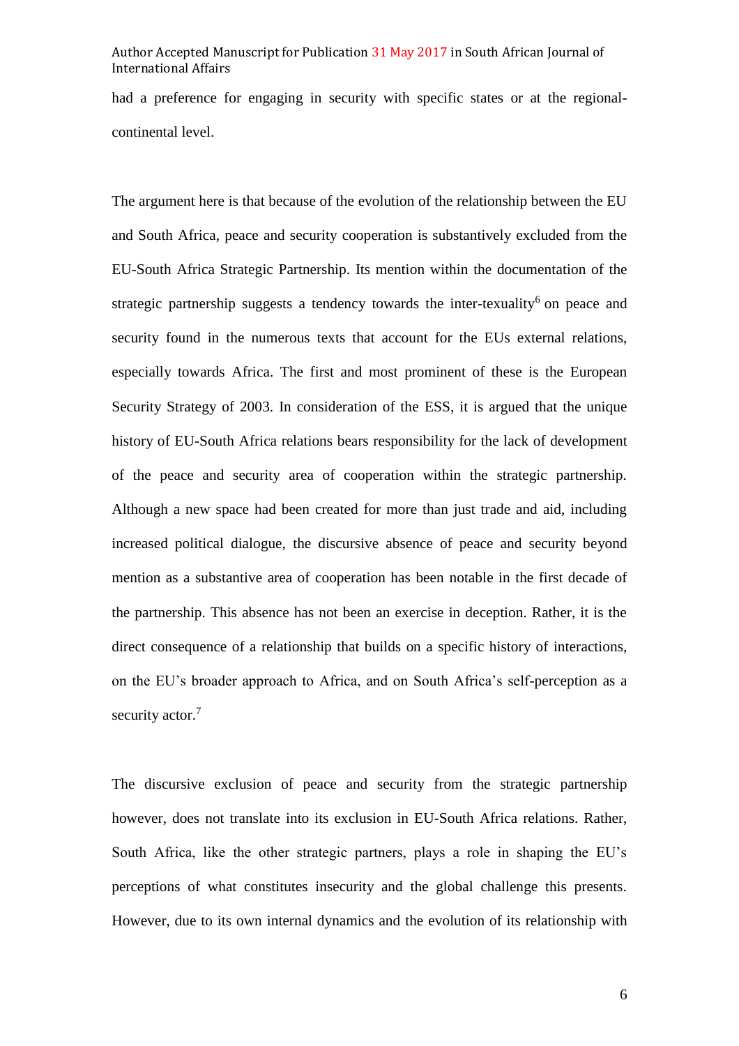had a preference for engaging in security with specific states or at the regional-continental level.

The argument here is that because of the evolution of the relationship between the EU and South Africa, peace and security cooperation is substantively excluded from the EU-South Africa Strategic Partnership. Its mention within the documentation of the strategic partnership suggests a tendency towards the inter-texuality[6] on peace and security found in the numerous texts that account for the EUs external relations, especially towards Africa. The first and most prominent of these is the European Security Strategy of 2003. In consideration of the ESS, it is argued that the unique history of EU-South Africa relations bears responsibility for the lack of development of the peace and security area of cooperation within the strategic partnership. Although a new space had been created for more than just trade and aid, including increased political dialogue, the discursive absence of peace and security beyond mention as a substantive area of cooperation has been notable in the first decade of the partnership. This absence has not been an exercise in deception. Rather, it is the direct consequence of a relationship that builds on a specific history of interactions, on the EU's broader approach to Africa, and on South Africa's self-perception as a security actor.[7]

The discursive exclusion of peace and security from the strategic partnership however, does not translate into its exclusion in EU-South Africa relations. Rather, South Africa, like the other strategic partners, plays a role in shaping the EU's perceptions of what constitutes insecurity and the global challenge this presents. However, due to its own internal dynamics and the evolution of its relationship with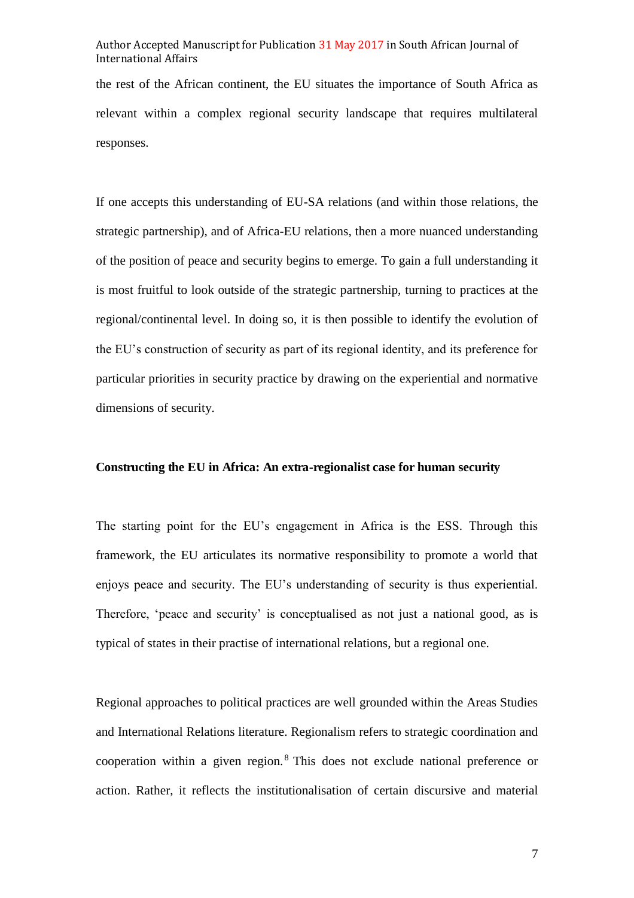the rest of the African continent, the EU situates the importance of South Africa as relevant within a complex regional security landscape that requires multilateral responses.

If one accepts this understanding of EU-SA relations (and within those relations, the strategic partnership), and of Africa-EU relations, then a more nuanced understanding of the position of peace and security begins to emerge. To gain a full understanding it is most fruitful to look outside of the strategic partnership, turning to practices at the regional/continental level. In doing so, it is then possible to identify the evolution of the EU's construction of security as part of its regional identity, and its preference for particular priorities in security practice by drawing on the experiential and normative dimensions of security.

**Constructing the EU in Africa: An extra-regionalist case for human security**

The starting point for the EU's engagement in Africa is the ESS. Through this framework, the EU articulates its normative responsibility to promote a world that enjoys peace and security. The EU's understanding of security is thus experiential. Therefore, 'peace and security' is conceptualised as not just a national good, as is typical of states in their practise of international relations, but a regional one.

Regional approaches to political practices are well grounded within the Areas Studies and International Relations literature. Regionalism refers to strategic coordination and cooperation within a given region.[8] This does not exclude national preference or action. Rather, it reflects the institutionalisation of certain discursive and material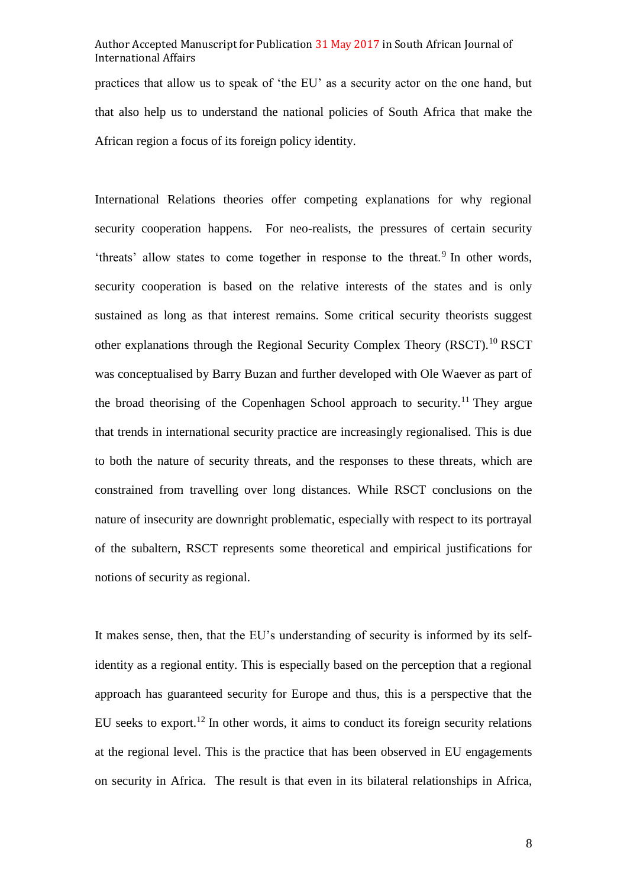practices that allow us to speak of 'the EU' as a security actor on the one hand, but that also help us to understand the national policies of South Africa that make the African region a focus of its foreign policy identity.

International Relations theories offer competing explanations for why regional security cooperation happens. For neo-realists, the pressures of certain security 'threats' allow states to come together in response to the threat.[9] In other words, security cooperation is based on the relative interests of the states and is only sustained as long as that interest remains. Some critical security theorists suggest other explanations through the Regional Security Complex Theory (RSCT).[10] RSCT was conceptualised by Barry Buzan and further developed with Ole Waever as part of the broad theorising of the Copenhagen School approach to security.[11] They argue that trends in international security practice are increasingly regionalised. This is due to both the nature of security threats, and the responses to these threats, which are constrained from travelling over long distances. While RSCT conclusions on the nature of insecurity are downright problematic, especially with respect to its portrayal of the subaltern, RSCT represents some theoretical and empirical justifications for notions of security as regional.

It makes sense, then, that the EU's understanding of security is informed by its self-identity as a regional entity. This is especially based on the perception that a regional approach has guaranteed security for Europe and thus, this is a perspective that the EU seeks to export.[12] In other words, it aims to conduct its foreign security relations at the regional level. This is the practice that has been observed in EU engagements on security in Africa. The result is that even in its bilateral relationships in Africa,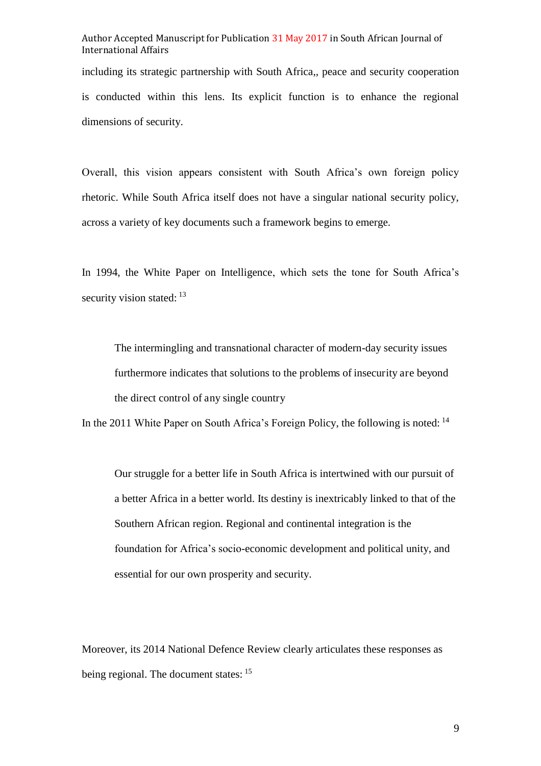including its strategic partnership with South Africa,, peace and security cooperation is conducted within this lens. Its explicit function is to enhance the regional dimensions of security.

Overall, this vision appears consistent with South Africa's own foreign policy rhetoric. While South Africa itself does not have a singular national security policy, across a variety of key documents such a framework begins to emerge.

In 1994, the White Paper on Intelligence, which sets the tone for South Africa's security vision stated: [13]

> The intermingling and transnational character of modern-day security issues furthermore indicates that solutions to the problems of insecurity are beyond the direct control of any single country

In the 2011 White Paper on South Africa's Foreign Policy, the following is noted: [14]

> Our struggle for a better life in South Africa is intertwined with our pursuit of a better Africa in a better world. Its destiny is inextricably linked to that of the Southern African region. Regional and continental integration is the foundation for Africa's socio-economic development and political unity, and essential for our own prosperity and security.

Moreover, its 2014 National Defence Review clearly articulates these responses as being regional. The document states: [15]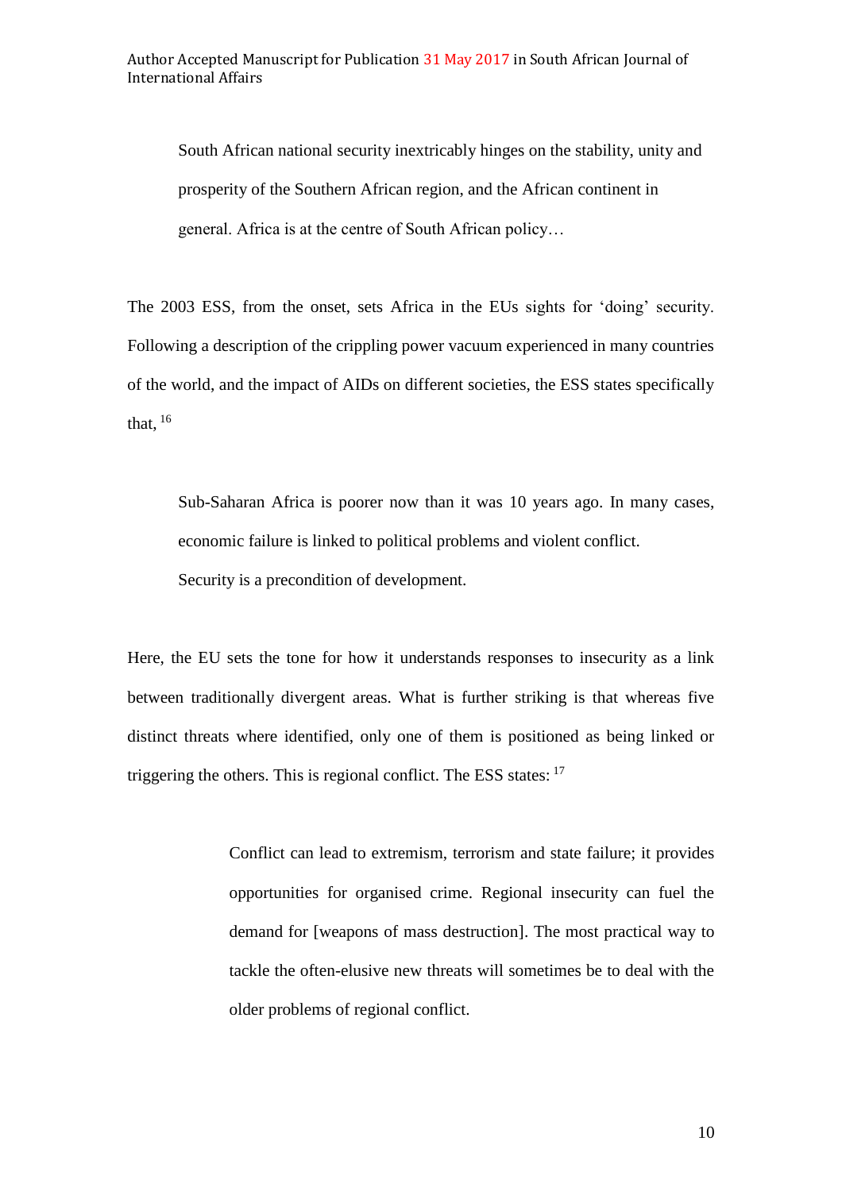> South African national security inextricably hinges on the stability, unity and prosperity of the Southern African region, and the African continent in general. Africa is at the centre of South African policy…

The 2003 ESS, from the onset, sets Africa in the EUs sights for 'doing' security. Following a description of the crippling power vacuum experienced in many countries of the world, and the impact of AIDs on different societies, the ESS states specifically that, [16]

> Sub-Saharan Africa is poorer now than it was 10 years ago. In many cases, economic failure is linked to political problems and violent conflict.
> Security is a precondition of development.

Here, the EU sets the tone for how it understands responses to insecurity as a link between traditionally divergent areas. What is further striking is that whereas five distinct threats where identified, only one of them is positioned as being linked or triggering the others. This is regional conflict. The ESS states: [17]

> Conflict can lead to extremism, terrorism and state failure; it provides opportunities for organised crime. Regional insecurity can fuel the demand for [weapons of mass destruction]. The most practical way to tackle the often-elusive new threats will sometimes be to deal with the older problems of regional conflict.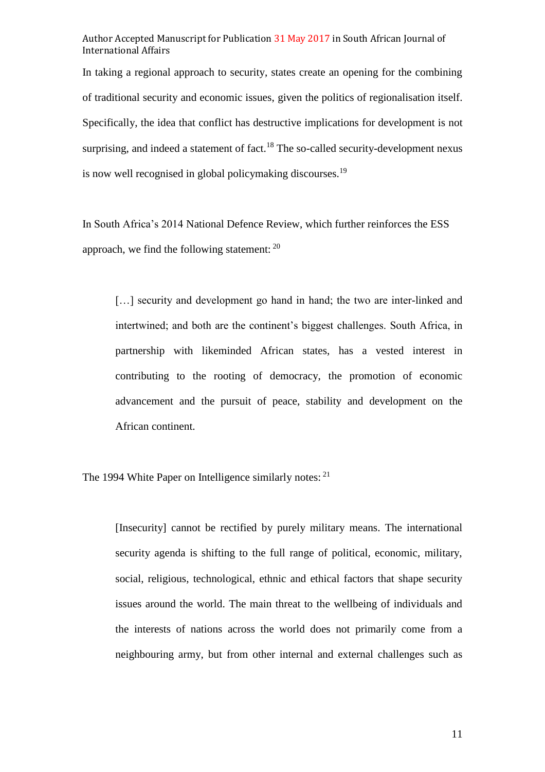In taking a regional approach to security, states create an opening for the combining of traditional security and economic issues, given the politics of regionalisation itself. Specifically, the idea that conflict has destructive implications for development is not surprising, and indeed a statement of fact.[18] The so-called security-development nexus is now well recognised in global policymaking discourses.[19]

In South Africa's 2014 National Defence Review, which further reinforces the ESS approach, we find the following statement: [20]

> […] security and development go hand in hand; the two are inter-linked and intertwined; and both are the continent's biggest challenges. South Africa, in partnership with likeminded African states, has a vested interest in contributing to the rooting of democracy, the promotion of economic advancement and the pursuit of peace, stability and development on the African continent.

The 1994 White Paper on Intelligence similarly notes: [21]

> [Insecurity] cannot be rectified by purely military means. The international security agenda is shifting to the full range of political, economic, military, social, religious, technological, ethnic and ethical factors that shape security issues around the world. The main threat to the wellbeing of individuals and the interests of nations across the world does not primarily come from a neighbouring army, but from other internal and external challenges such as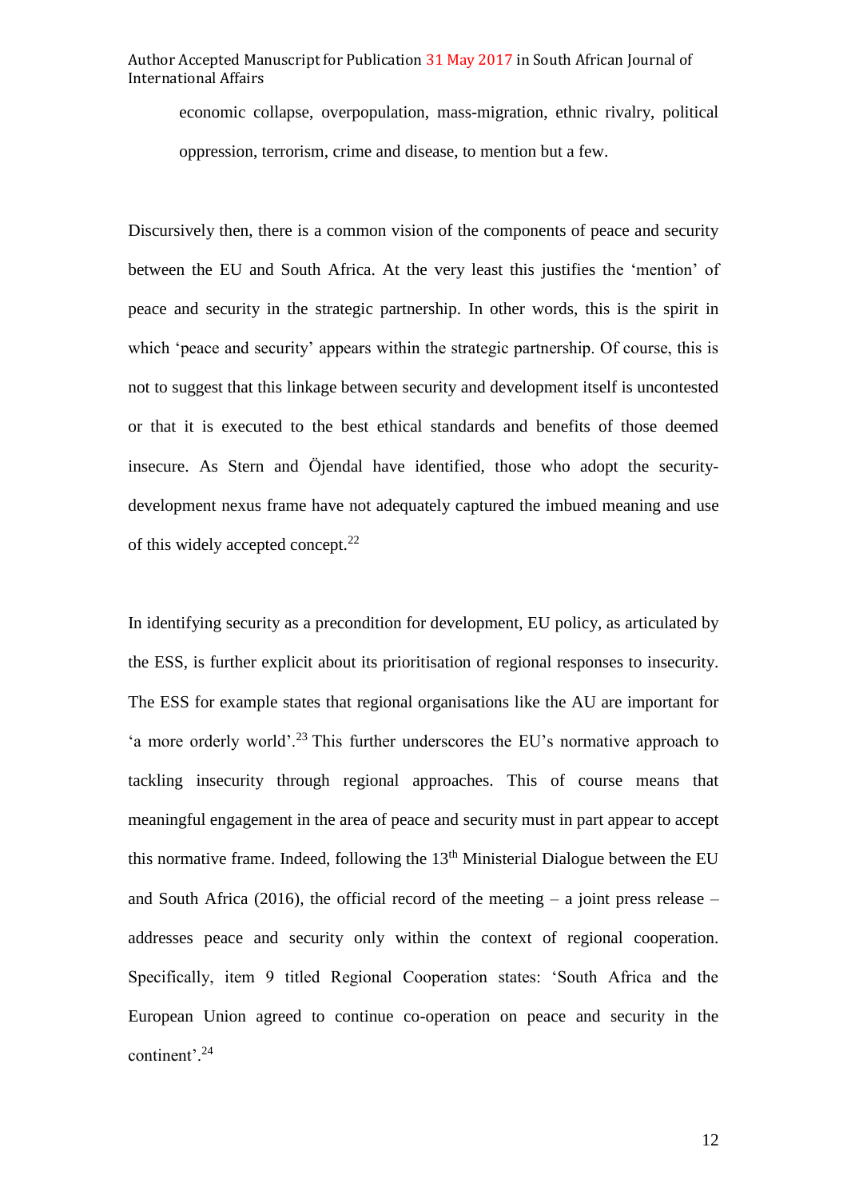economic collapse, overpopulation, mass-migration, ethnic rivalry, political oppression, terrorism, crime and disease, to mention but a few.

Discursively then, there is a common vision of the components of peace and security between the EU and South Africa. At the very least this justifies the 'mention' of peace and security in the strategic partnership. In other words, this is the spirit in which 'peace and security' appears within the strategic partnership. Of course, this is not to suggest that this linkage between security and development itself is uncontested or that it is executed to the best ethical standards and benefits of those deemed insecure. As Stern and Öjendal have identified, those who adopt the security-development nexus frame have not adequately captured the imbued meaning and use of this widely accepted concept.[22]

In identifying security as a precondition for development, EU policy, as articulated by the ESS, is further explicit about its prioritisation of regional responses to insecurity. The ESS for example states that regional organisations like the AU are important for 'a more orderly world'.[23] This further underscores the EU's normative approach to tackling insecurity through regional approaches. This of course means that meaningful engagement in the area of peace and security must in part appear to accept this normative frame. Indeed, following the 13th Ministerial Dialogue between the EU and South Africa (2016), the official record of the meeting – a joint press release – addresses peace and security only within the context of regional cooperation. Specifically, item 9 titled Regional Cooperation states: 'South Africa and the European Union agreed to continue co-operation on peace and security in the continent'.[24]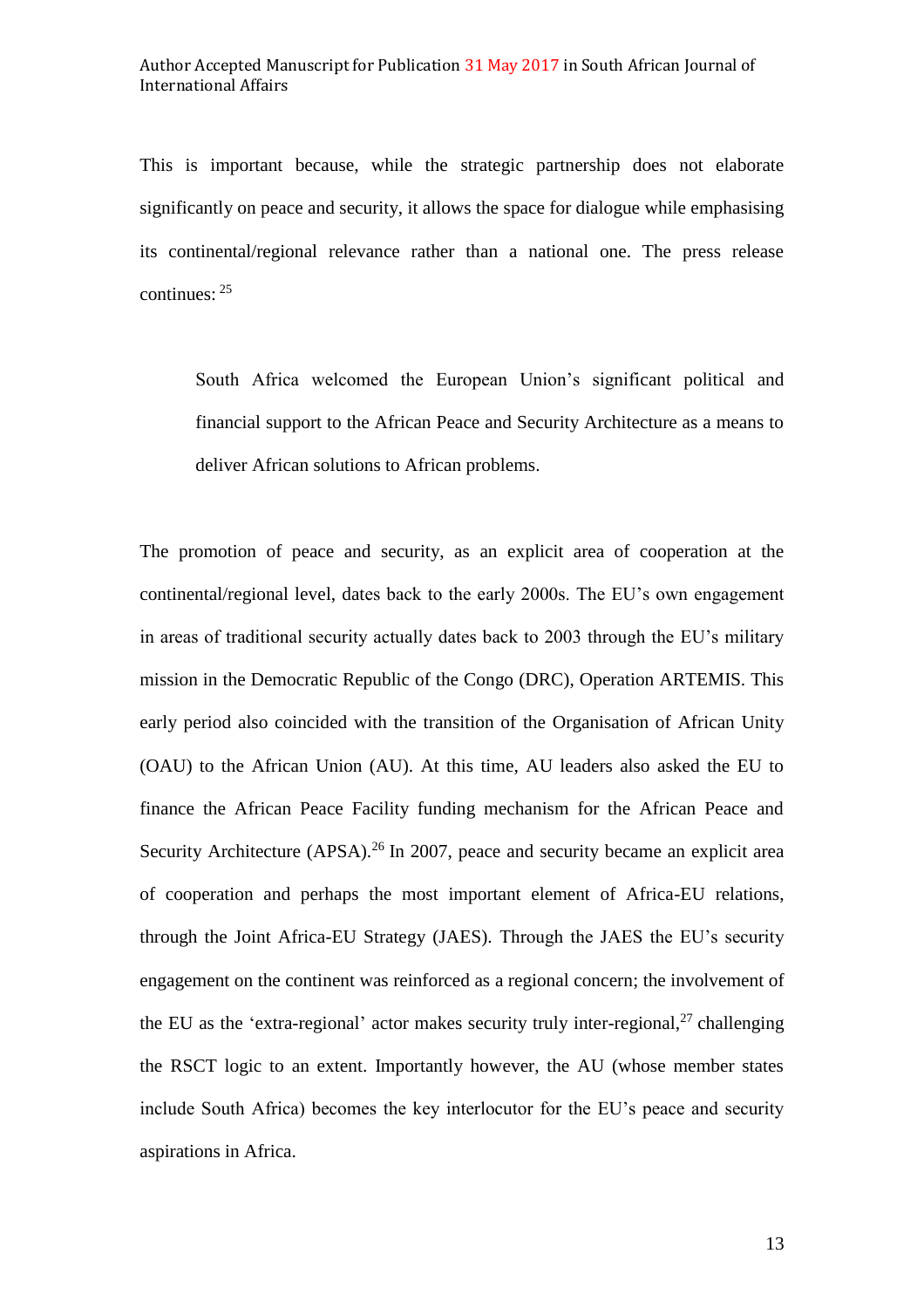This is important because, while the strategic partnership does not elaborate significantly on peace and security, it allows the space for dialogue while emphasising its continental/regional relevance rather than a national one. The press release continues: [25]

> South Africa welcomed the European Union's significant political and financial support to the African Peace and Security Architecture as a means to deliver African solutions to African problems.

The promotion of peace and security, as an explicit area of cooperation at the continental/regional level, dates back to the early 2000s. The EU's own engagement in areas of traditional security actually dates back to 2003 through the EU's military mission in the Democratic Republic of the Congo (DRC), Operation ARTEMIS. This early period also coincided with the transition of the Organisation of African Unity (OAU) to the African Union (AU). At this time, AU leaders also asked the EU to finance the African Peace Facility funding mechanism for the African Peace and Security Architecture (APSA).[26] In 2007, peace and security became an explicit area of cooperation and perhaps the most important element of Africa-EU relations, through the Joint Africa-EU Strategy (JAES). Through the JAES the EU's security engagement on the continent was reinforced as a regional concern; the involvement of the EU as the 'extra-regional' actor makes security truly inter-regional,[27] challenging the RSCT logic to an extent. Importantly however, the AU (whose member states include South Africa) becomes the key interlocutor for the EU's peace and security aspirations in Africa.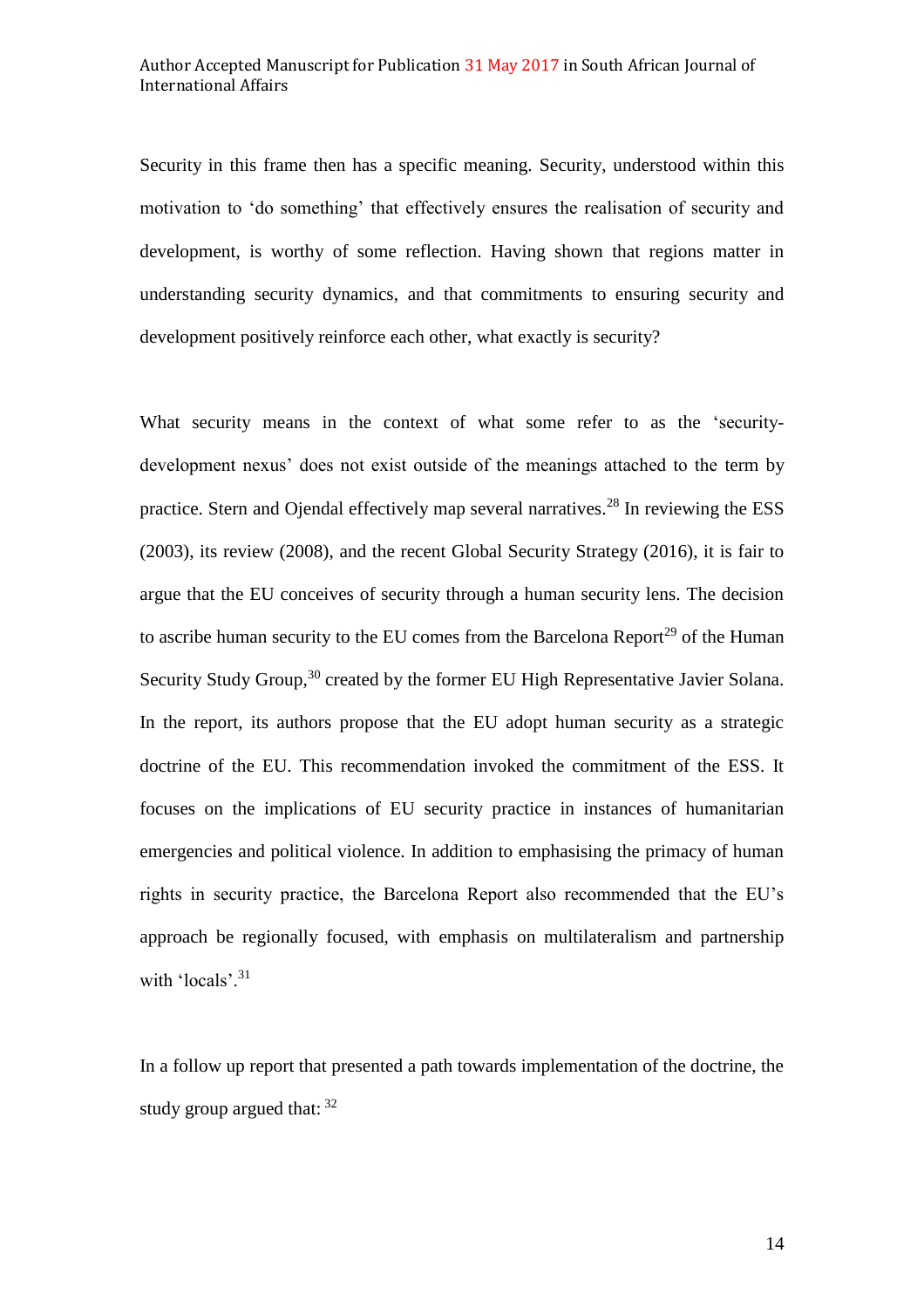Security in this frame then has a specific meaning. Security, understood within this motivation to 'do something' that effectively ensures the realisation of security and development, is worthy of some reflection. Having shown that regions matter in understanding security dynamics, and that commitments to ensuring security and development positively reinforce each other, what exactly is security?

What security means in the context of what some refer to as the 'security-development nexus' does not exist outside of the meanings attached to the term by practice. Stern and Ojendal effectively map several narratives.[28] In reviewing the ESS (2003), its review (2008), and the recent Global Security Strategy (2016), it is fair to argue that the EU conceives of security through a human security lens. The decision to ascribe human security to the EU comes from the Barcelona Report[29] of the Human Security Study Group,[30] created by the former EU High Representative Javier Solana. In the report, its authors propose that the EU adopt human security as a strategic doctrine of the EU. This recommendation invoked the commitment of the ESS. It focuses on the implications of EU security practice in instances of humanitarian emergencies and political violence. In addition to emphasising the primacy of human rights in security practice, the Barcelona Report also recommended that the EU's approach be regionally focused, with emphasis on multilateralism and partnership with 'locals'.[31]

In a follow up report that presented a path towards implementation of the doctrine, the study group argued that: [32]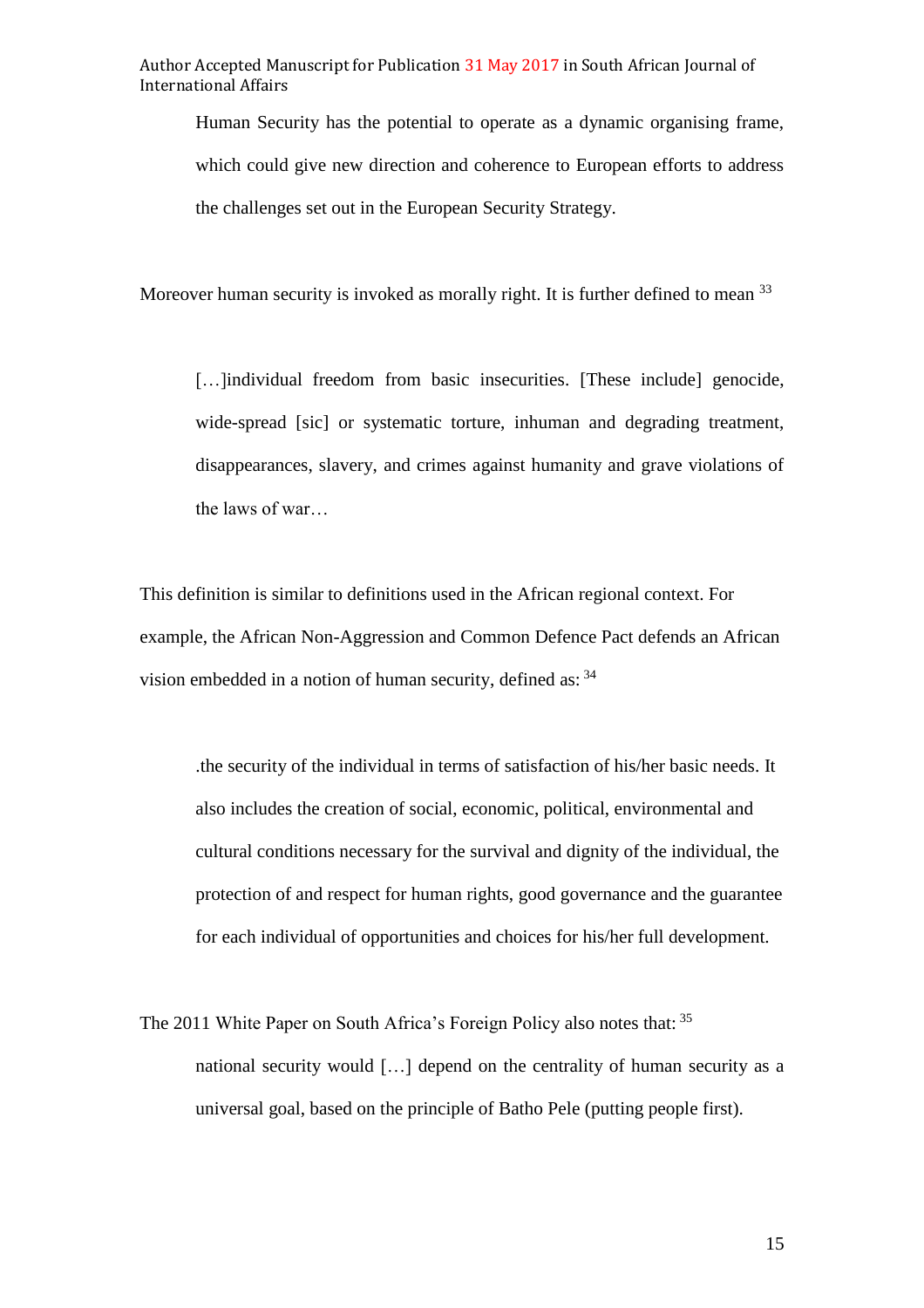> Human Security has the potential to operate as a dynamic organising frame, which could give new direction and coherence to European efforts to address the challenges set out in the European Security Strategy.

Moreover human security is invoked as morally right. It is further defined to mean [33]

> […]individual freedom from basic insecurities. [These include] genocide, wide-spread [sic] or systematic torture, inhuman and degrading treatment, disappearances, slavery, and crimes against humanity and grave violations of the laws of war…

This definition is similar to definitions used in the African regional context. For example, the African Non-Aggression and Common Defence Pact defends an African vision embedded in a notion of human security, defined as: [34]

> .the security of the individual in terms of satisfaction of his/her basic needs. It also includes the creation of social, economic, political, environmental and cultural conditions necessary for the survival and dignity of the individual, the protection of and respect for human rights, good governance and the guarantee for each individual of opportunities and choices for his/her full development.

The 2011 White Paper on South Africa's Foreign Policy also notes that: [35]

> national security would […] depend on the centrality of human security as a universal goal, based on the principle of Batho Pele (putting people first).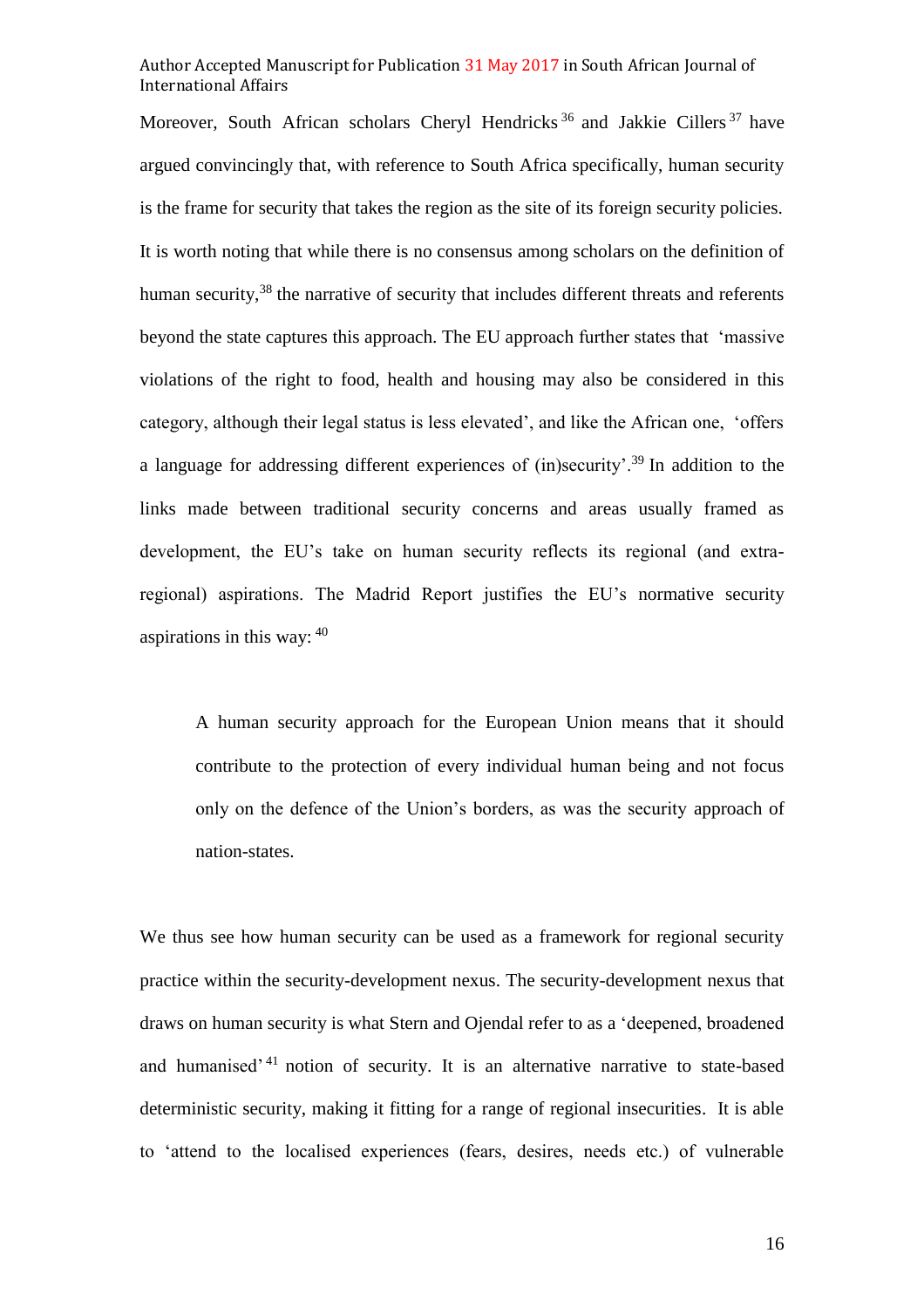Moreover, South African scholars Cheryl Hendricks[36] and Jakkie Cillers[37] have argued convincingly that, with reference to South Africa specifically, human security is the frame for security that takes the region as the site of its foreign security policies. It is worth noting that while there is no consensus among scholars on the definition of human security,[38] the narrative of security that includes different threats and referents beyond the state captures this approach. The EU approach further states that 'massive violations of the right to food, health and housing may also be considered in this category, although their legal status is less elevated', and like the African one, 'offers a language for addressing different experiences of (in)security'.[39] In addition to the links made between traditional security concerns and areas usually framed as development, the EU's take on human security reflects its regional (and extra-regional) aspirations. The Madrid Report justifies the EU's normative security aspirations in this way: [40]

> A human security approach for the European Union means that it should contribute to the protection of every individual human being and not focus only on the defence of the Union's borders, as was the security approach of nation-states.

We thus see how human security can be used as a framework for regional security practice within the security-development nexus. The security-development nexus that draws on human security is what Stern and Ojendal refer to as a 'deepened, broadened and humanised'[41] notion of security. It is an alternative narrative to state-based deterministic security, making it fitting for a range of regional insecurities. It is able to 'attend to the localised experiences (fears, desires, needs etc.) of vulnerable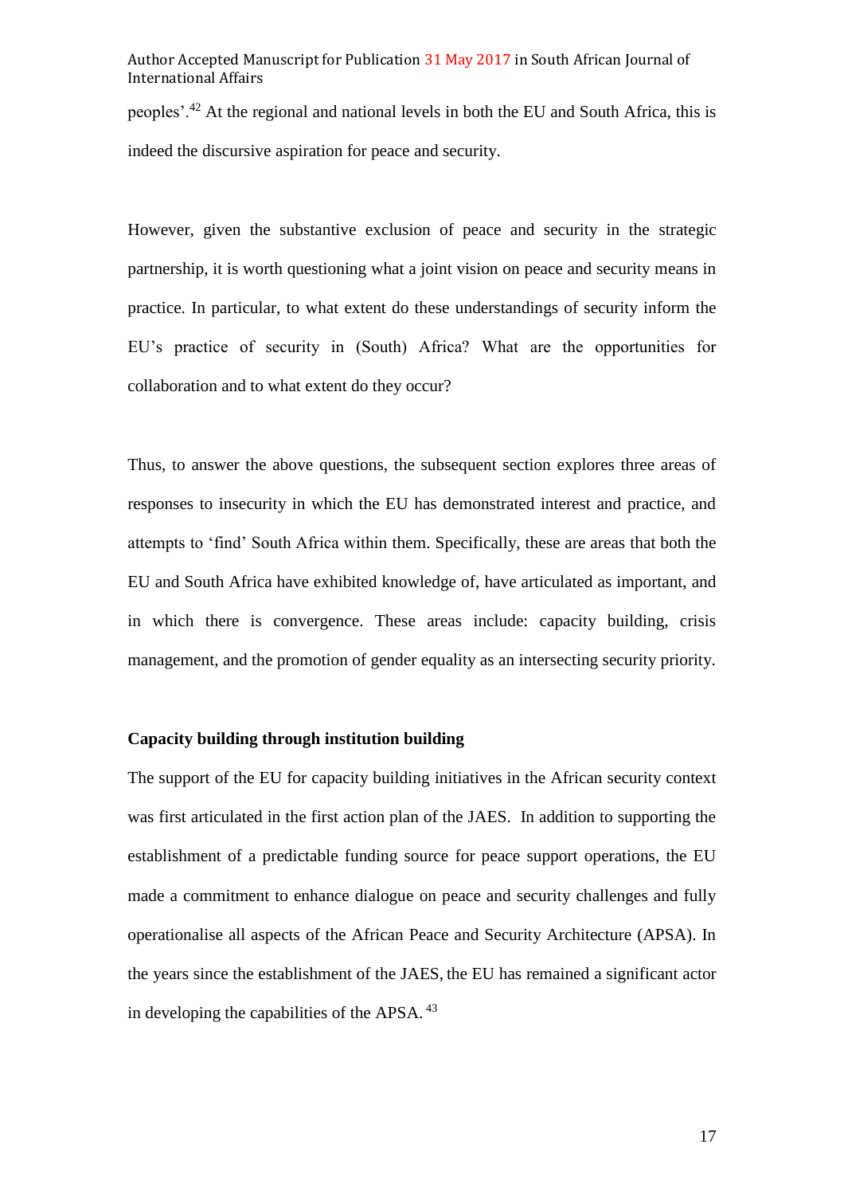peoples'.[42] At the regional and national levels in both the EU and South Africa, this is indeed the discursive aspiration for peace and security.

However, given the substantive exclusion of peace and security in the strategic partnership, it is worth questioning what a joint vision on peace and security means in practice. In particular, to what extent do these understandings of security inform the EU's practice of security in (South) Africa? What are the opportunities for collaboration and to what extent do they occur?

Thus, to answer the above questions, the subsequent section explores three areas of responses to insecurity in which the EU has demonstrated interest and practice, and attempts to 'find' South Africa within them. Specifically, these are areas that both the EU and South Africa have exhibited knowledge of, have articulated as important, and in which there is convergence. These areas include: capacity building, crisis management, and the promotion of gender equality as an intersecting security priority.

**Capacity building through institution building**

The support of the EU for capacity building initiatives in the African security context was first articulated in the first action plan of the JAES. In addition to supporting the establishment of a predictable funding source for peace support operations, the EU made a commitment to enhance dialogue on peace and security challenges and fully operationalise all aspects of the African Peace and Security Architecture (APSA). In the years since the establishment of the JAES, the EU has remained a significant actor in developing the capabilities of the APSA. [43]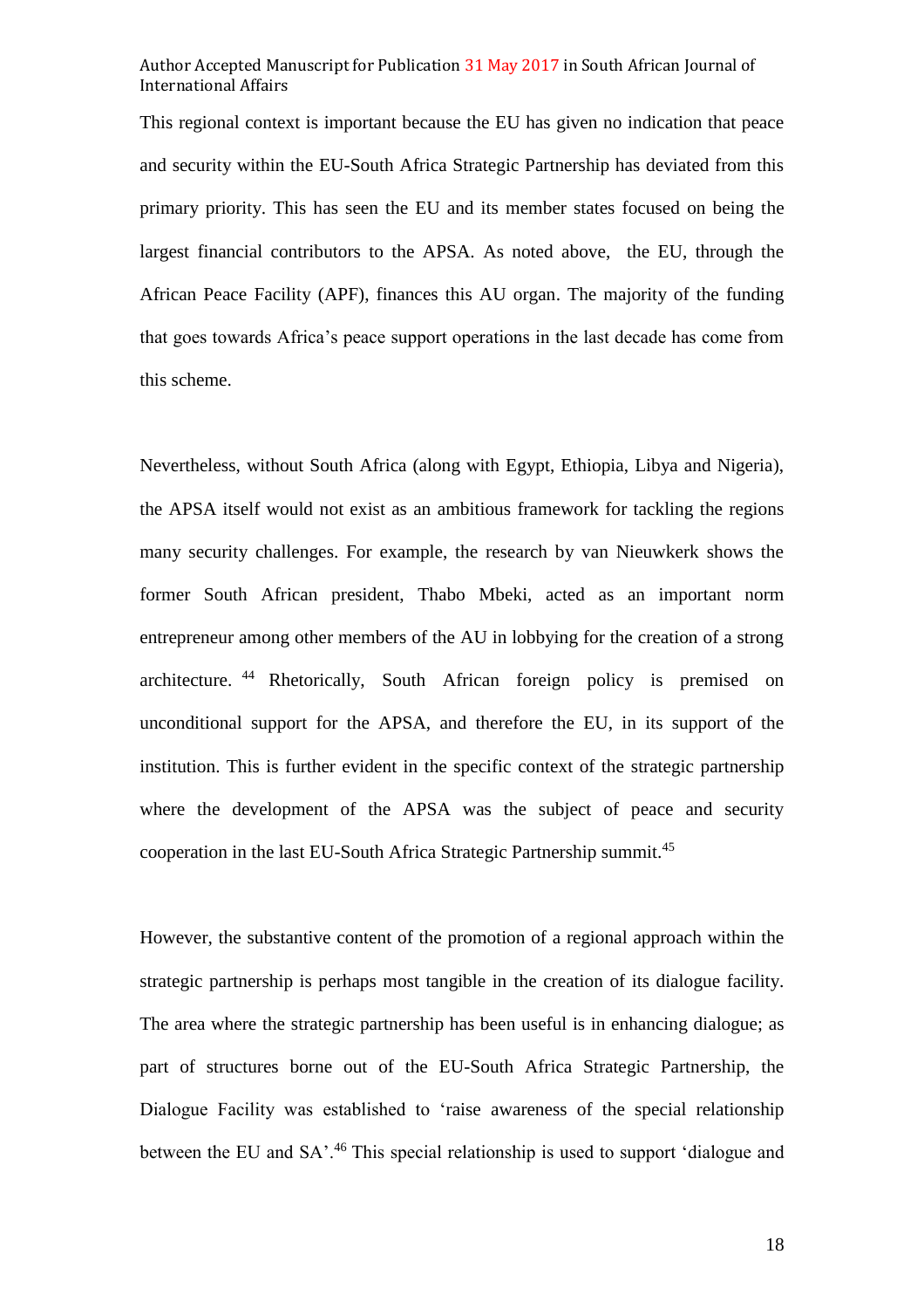This regional context is important because the EU has given no indication that peace and security within the EU-South Africa Strategic Partnership has deviated from this primary priority. This has seen the EU and its member states focused on being the largest financial contributors to the APSA. As noted above, the EU, through the African Peace Facility (APF), finances this AU organ. The majority of the funding that goes towards Africa's peace support operations in the last decade has come from this scheme.

Nevertheless, without South Africa (along with Egypt, Ethiopia, Libya and Nigeria), the APSA itself would not exist as an ambitious framework for tackling the regions many security challenges. For example, the research by van Nieuwkerk shows the former South African president, Thabo Mbeki, acted as an important norm entrepreneur among other members of the AU in lobbying for the creation of a strong architecture. [44] Rhetorically, South African foreign policy is premised on unconditional support for the APSA, and therefore the EU, in its support of the institution. This is further evident in the specific context of the strategic partnership where the development of the APSA was the subject of peace and security cooperation in the last EU-South Africa Strategic Partnership summit.[45]

However, the substantive content of the promotion of a regional approach within the strategic partnership is perhaps most tangible in the creation of its dialogue facility. The area where the strategic partnership has been useful is in enhancing dialogue; as part of structures borne out of the EU-South Africa Strategic Partnership, the Dialogue Facility was established to 'raise awareness of the special relationship between the EU and SA'.[46] This special relationship is used to support 'dialogue and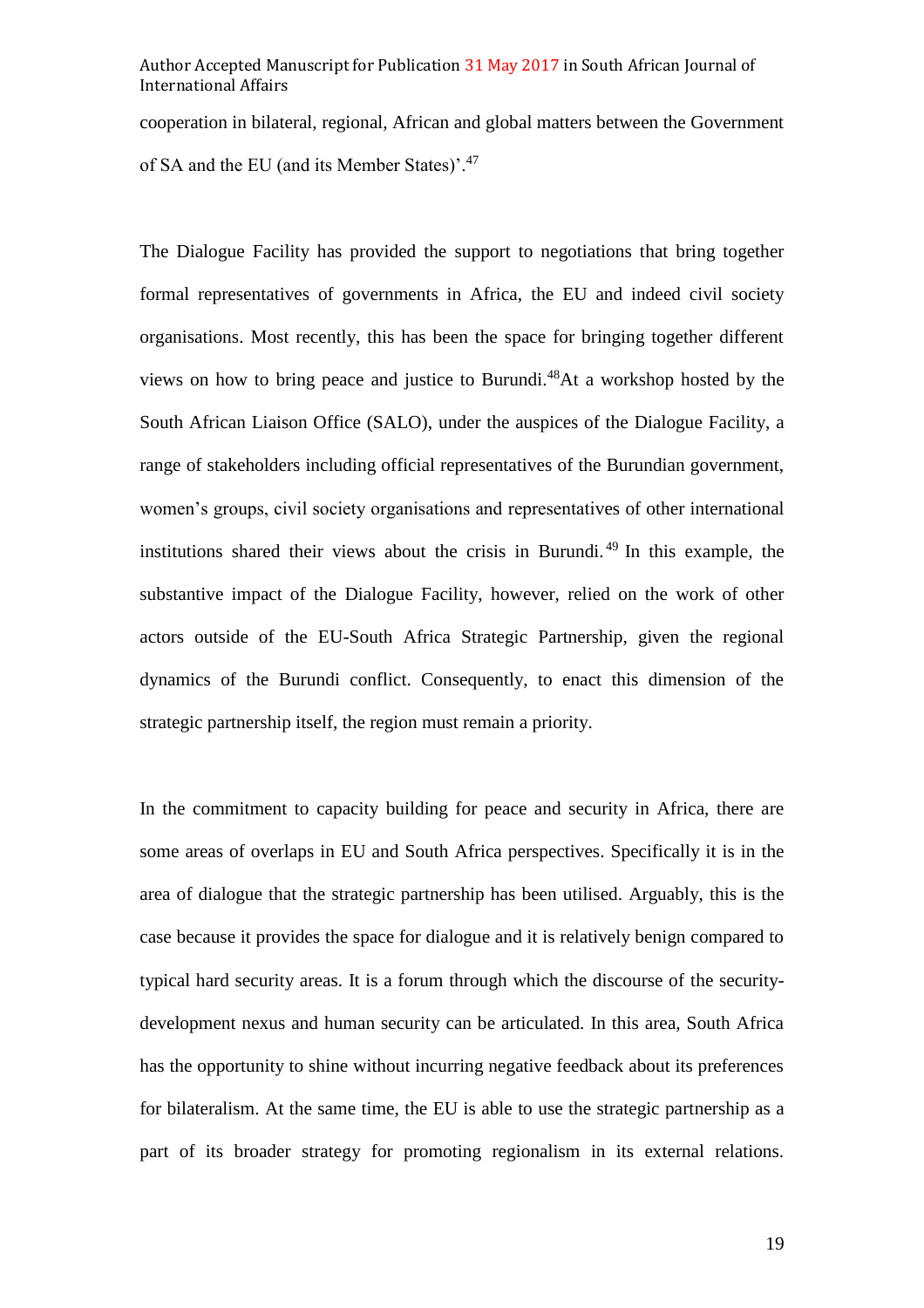cooperation in bilateral, regional, African and global matters between the Government of SA and the EU (and its Member States)'.[47]

The Dialogue Facility has provided the support to negotiations that bring together formal representatives of governments in Africa, the EU and indeed civil society organisations. Most recently, this has been the space for bringing together different views on how to bring peace and justice to Burundi.[48]At a workshop hosted by the South African Liaison Office (SALO), under the auspices of the Dialogue Facility, a range of stakeholders including official representatives of the Burundian government, women's groups, civil society organisations and representatives of other international institutions shared their views about the crisis in Burundi.[49] In this example, the substantive impact of the Dialogue Facility, however, relied on the work of other actors outside of the EU-South Africa Strategic Partnership, given the regional dynamics of the Burundi conflict. Consequently, to enact this dimension of the strategic partnership itself, the region must remain a priority.

In the commitment to capacity building for peace and security in Africa, there are some areas of overlaps in EU and South Africa perspectives. Specifically it is in the area of dialogue that the strategic partnership has been utilised. Arguably, this is the case because it provides the space for dialogue and it is relatively benign compared to typical hard security areas. It is a forum through which the discourse of the security-development nexus and human security can be articulated. In this area, South Africa has the opportunity to shine without incurring negative feedback about its preferences for bilateralism. At the same time, the EU is able to use the strategic partnership as a part of its broader strategy for promoting regionalism in its external relations.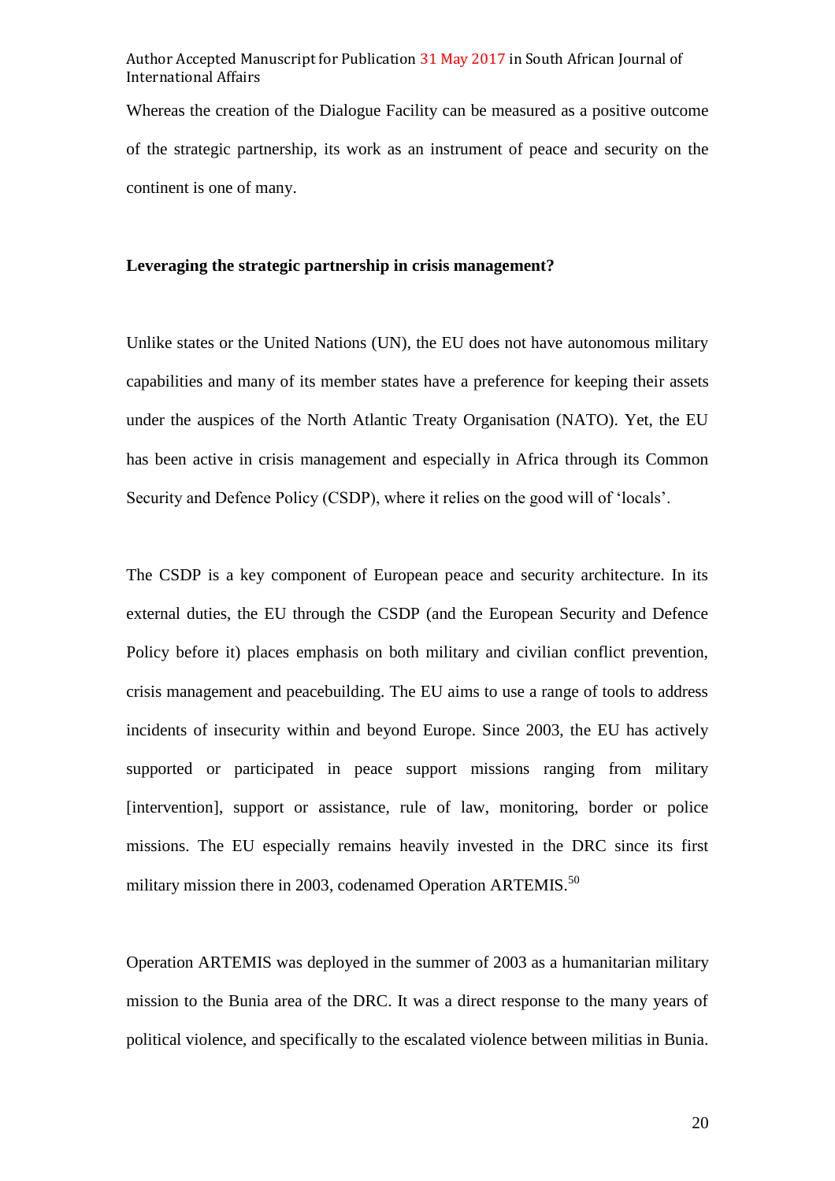Whereas the creation of the Dialogue Facility can be measured as a positive outcome of the strategic partnership, its work as an instrument of peace and security on the continent is one of many.

**Leveraging the strategic partnership in crisis management?**

Unlike states or the United Nations (UN), the EU does not have autonomous military capabilities and many of its member states have a preference for keeping their assets under the auspices of the North Atlantic Treaty Organisation (NATO). Yet, the EU has been active in crisis management and especially in Africa through its Common Security and Defence Policy (CSDP), where it relies on the good will of 'locals'.

The CSDP is a key component of European peace and security architecture. In its external duties, the EU through the CSDP (and the European Security and Defence Policy before it) places emphasis on both military and civilian conflict prevention, crisis management and peacebuilding. The EU aims to use a range of tools to address incidents of insecurity within and beyond Europe. Since 2003, the EU has actively supported or participated in peace support missions ranging from military [intervention], support or assistance, rule of law, monitoring, border or police missions. The EU especially remains heavily invested in the DRC since its first military mission there in 2003, codenamed Operation ARTEMIS.[50]

Operation ARTEMIS was deployed in the summer of 2003 as a humanitarian military mission to the Bunia area of the DRC. It was a direct response to the many years of political violence, and specifically to the escalated violence between militias in Bunia.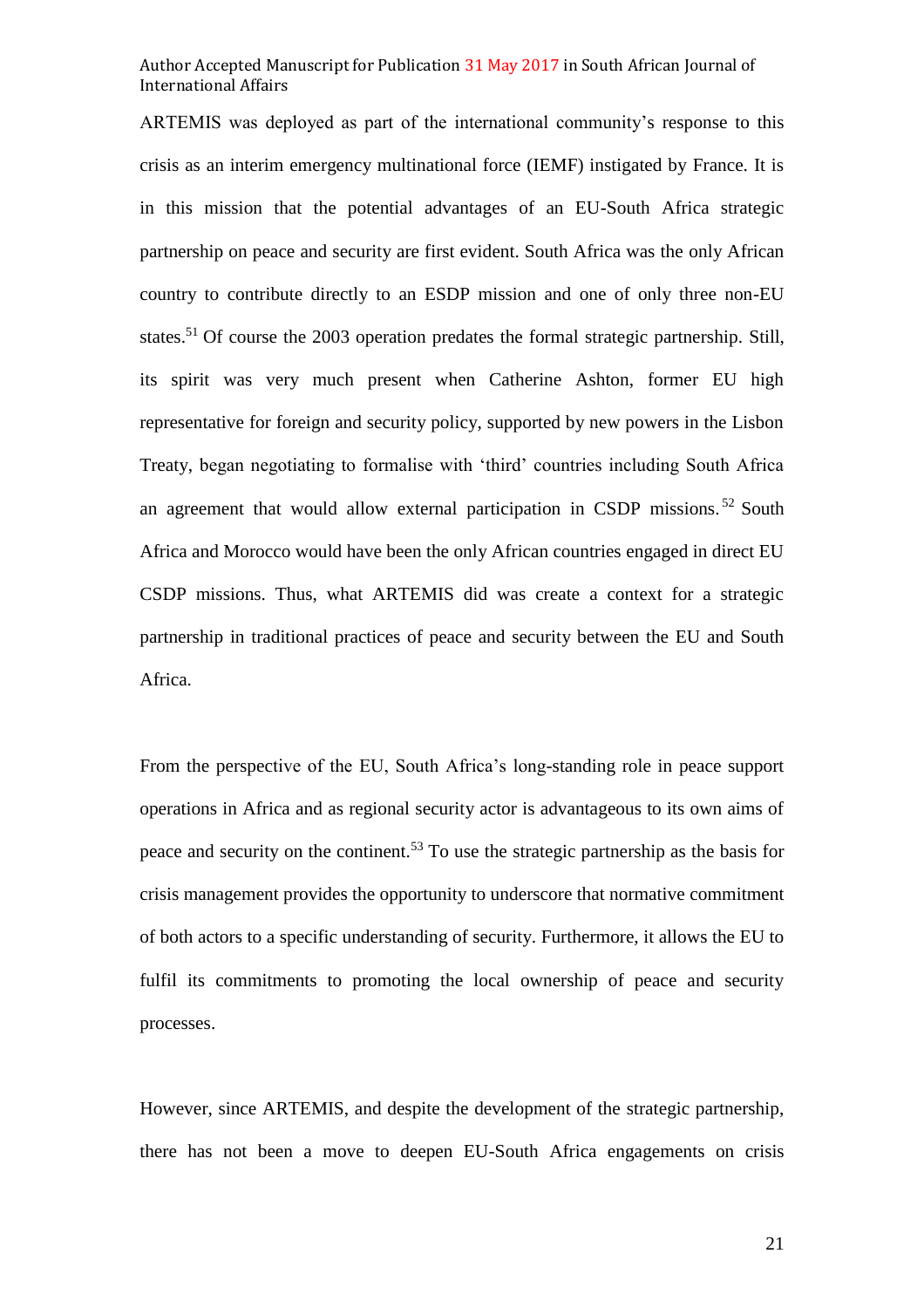ARTEMIS was deployed as part of the international community's response to this crisis as an interim emergency multinational force (IEMF) instigated by France. It is in this mission that the potential advantages of an EU-South Africa strategic partnership on peace and security are first evident. South Africa was the only African country to contribute directly to an ESDP mission and one of only three non-EU states.[51] Of course the 2003 operation predates the formal strategic partnership. Still, its spirit was very much present when Catherine Ashton, former EU high representative for foreign and security policy, supported by new powers in the Lisbon Treaty, began negotiating to formalise with 'third' countries including South Africa an agreement that would allow external participation in CSDP missions.[52] South Africa and Morocco would have been the only African countries engaged in direct EU CSDP missions. Thus, what ARTEMIS did was create a context for a strategic partnership in traditional practices of peace and security between the EU and South Africa.

From the perspective of the EU, South Africa's long-standing role in peace support operations in Africa and as regional security actor is advantageous to its own aims of peace and security on the continent.[53] To use the strategic partnership as the basis for crisis management provides the opportunity to underscore that normative commitment of both actors to a specific understanding of security. Furthermore, it allows the EU to fulfil its commitments to promoting the local ownership of peace and security processes.

However, since ARTEMIS, and despite the development of the strategic partnership, there has not been a move to deepen EU-South Africa engagements on crisis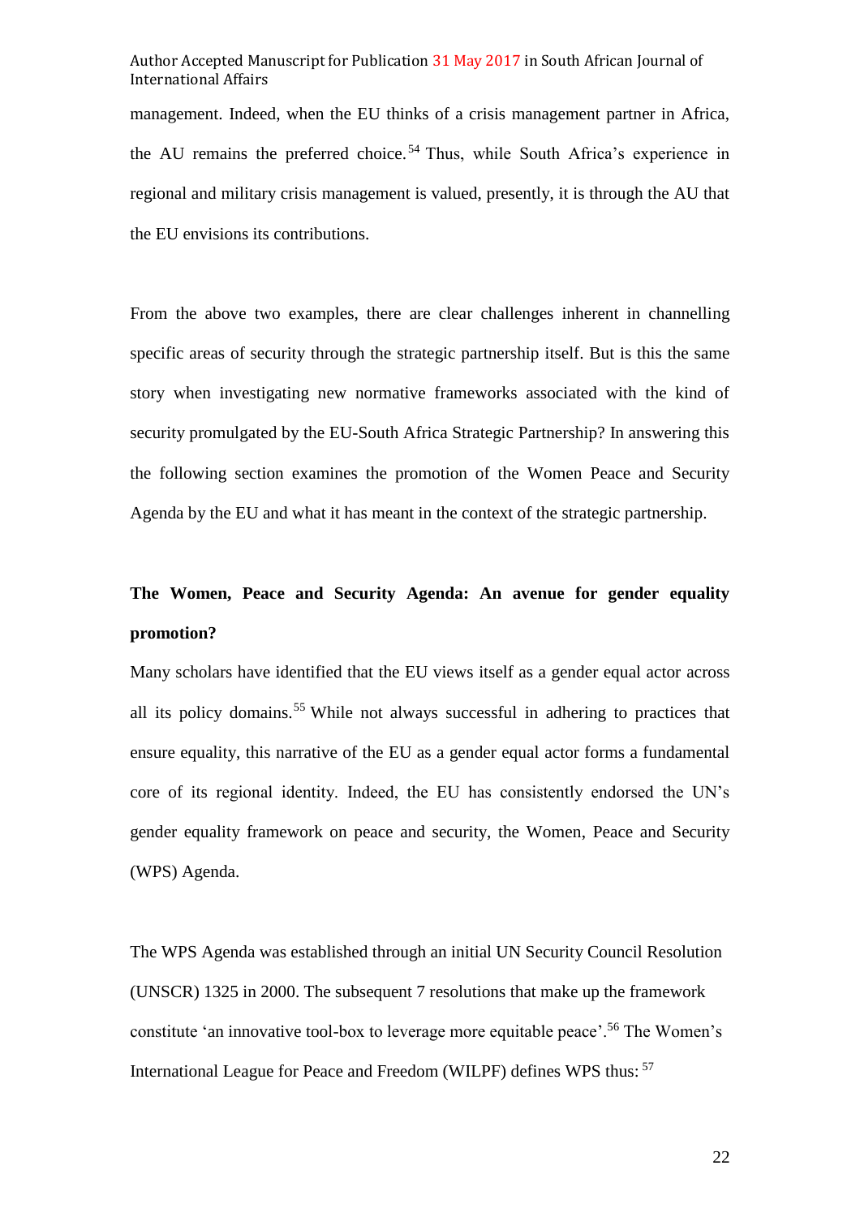management. Indeed, when the EU thinks of a crisis management partner in Africa, the AU remains the preferred choice.[54] Thus, while South Africa's experience in regional and military crisis management is valued, presently, it is through the AU that the EU envisions its contributions.

From the above two examples, there are clear challenges inherent in channelling specific areas of security through the strategic partnership itself. But is this the same story when investigating new normative frameworks associated with the kind of security promulgated by the EU-South Africa Strategic Partnership? In answering this the following section examines the promotion of the Women Peace and Security Agenda by the EU and what it has meant in the context of the strategic partnership.

## The Women, Peace and Security Agenda: An avenue for gender equality promotion?

Many scholars have identified that the EU views itself as a gender equal actor across all its policy domains.[55] While not always successful in adhering to practices that ensure equality, this narrative of the EU as a gender equal actor forms a fundamental core of its regional identity. Indeed, the EU has consistently endorsed the UN's gender equality framework on peace and security, the Women, Peace and Security (WPS) Agenda.

The WPS Agenda was established through an initial UN Security Council Resolution (UNSCR) 1325 in 2000. The subsequent 7 resolutions that make up the framework constitute 'an innovative tool-box to leverage more equitable peace'.[56] The Women's International League for Peace and Freedom (WILPF) defines WPS thus: [57]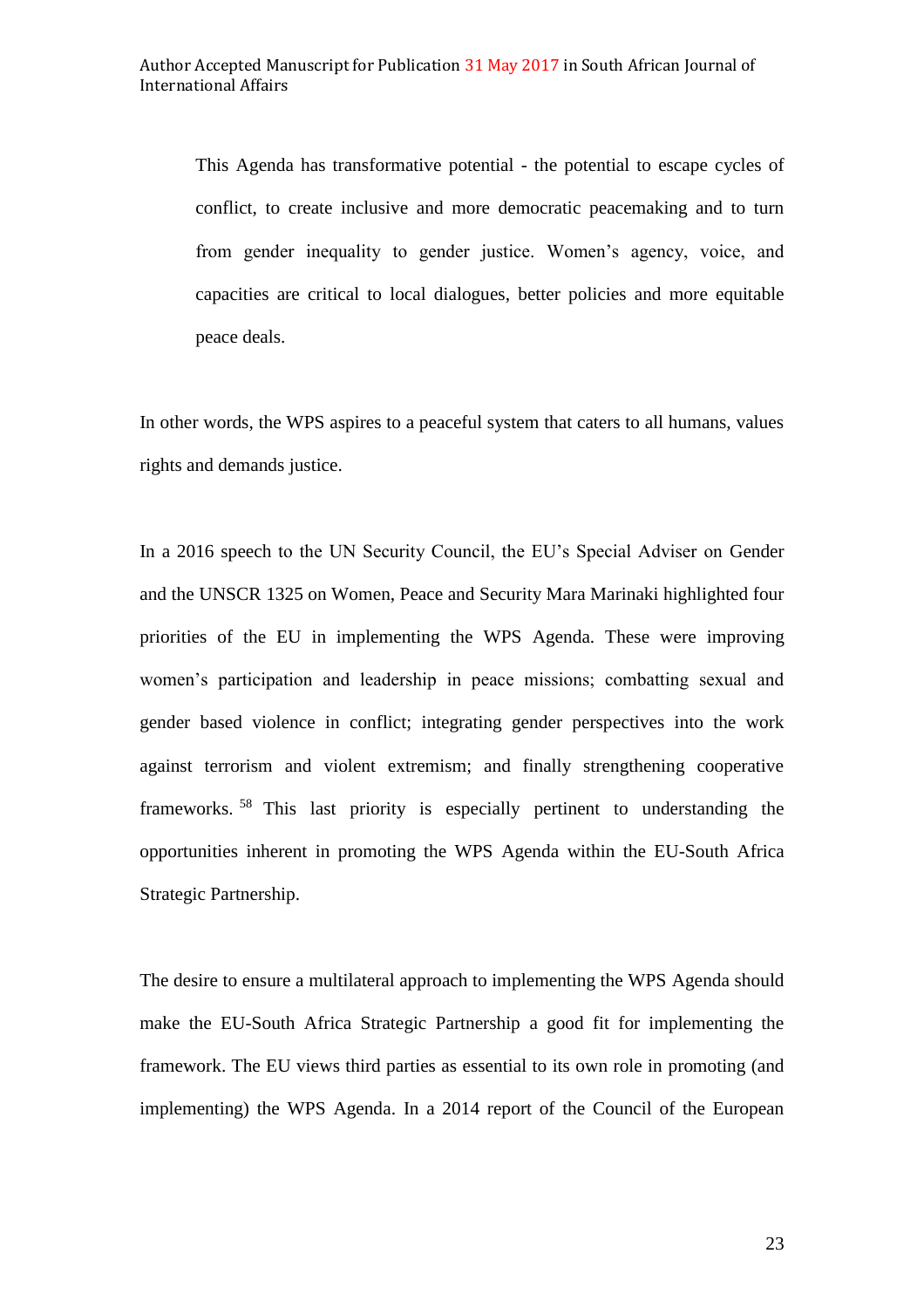> This Agenda has transformative potential - the potential to escape cycles of conflict, to create inclusive and more democratic peacemaking and to turn from gender inequality to gender justice. Women's agency, voice, and capacities are critical to local dialogues, better policies and more equitable peace deals.

In other words, the WPS aspires to a peaceful system that caters to all humans, values rights and demands justice.

In a 2016 speech to the UN Security Council, the EU's Special Adviser on Gender and the UNSCR 1325 on Women, Peace and Security Mara Marinaki highlighted four priorities of the EU in implementing the WPS Agenda. These were improving women's participation and leadership in peace missions; combatting sexual and gender based violence in conflict; integrating gender perspectives into the work against terrorism and violent extremism; and finally strengthening cooperative frameworks. [58] This last priority is especially pertinent to understanding the opportunities inherent in promoting the WPS Agenda within the EU-South Africa Strategic Partnership.

The desire to ensure a multilateral approach to implementing the WPS Agenda should make the EU-South Africa Strategic Partnership a good fit for implementing the framework. The EU views third parties as essential to its own role in promoting (and implementing) the WPS Agenda. In a 2014 report of the Council of the European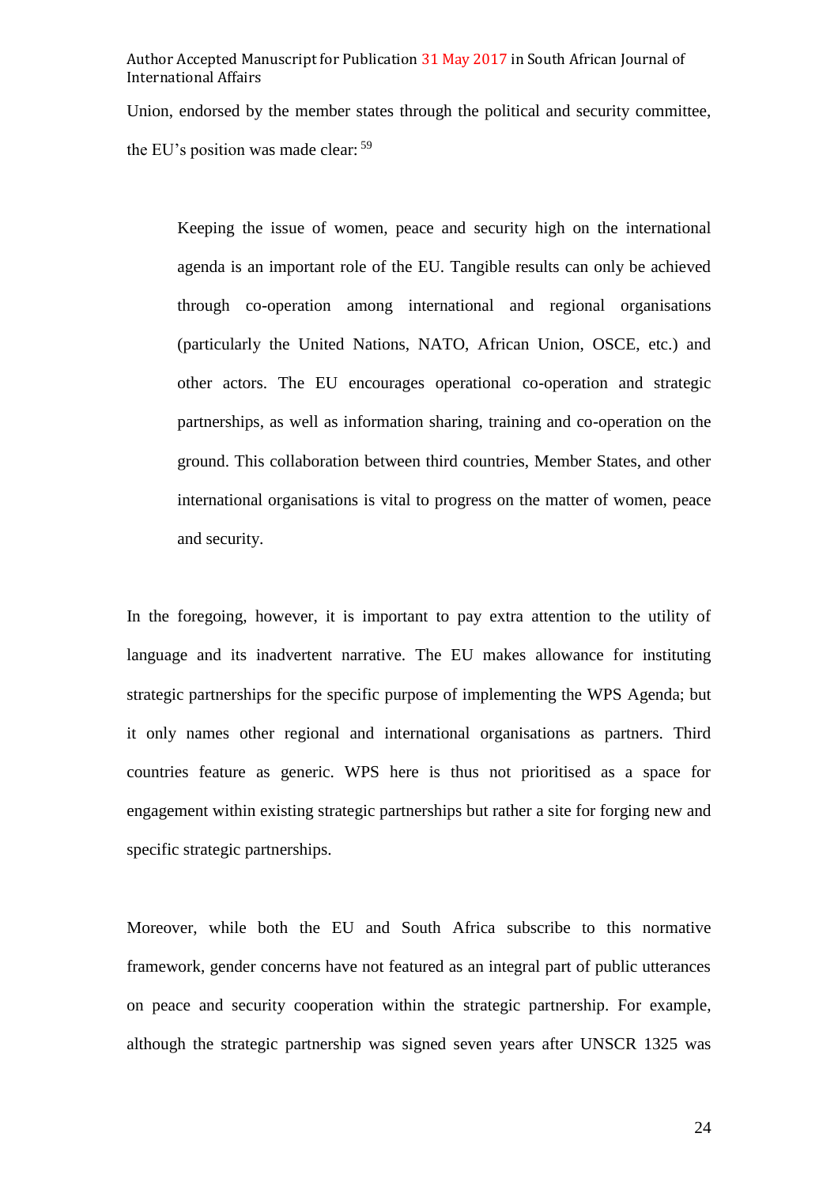Union, endorsed by the member states through the political and security committee, the EU's position was made clear: [59]

> Keeping the issue of women, peace and security high on the international agenda is an important role of the EU. Tangible results can only be achieved through co-operation among international and regional organisations (particularly the United Nations, NATO, African Union, OSCE, etc.) and other actors. The EU encourages operational co-operation and strategic partnerships, as well as information sharing, training and co-operation on the ground. This collaboration between third countries, Member States, and other international organisations is vital to progress on the matter of women, peace and security.

In the foregoing, however, it is important to pay extra attention to the utility of language and its inadvertent narrative. The EU makes allowance for instituting strategic partnerships for the specific purpose of implementing the WPS Agenda; but it only names other regional and international organisations as partners. Third countries feature as generic. WPS here is thus not prioritised as a space for engagement within existing strategic partnerships but rather a site for forging new and specific strategic partnerships.

Moreover, while both the EU and South Africa subscribe to this normative framework, gender concerns have not featured as an integral part of public utterances on peace and security cooperation within the strategic partnership. For example, although the strategic partnership was signed seven years after UNSCR 1325 was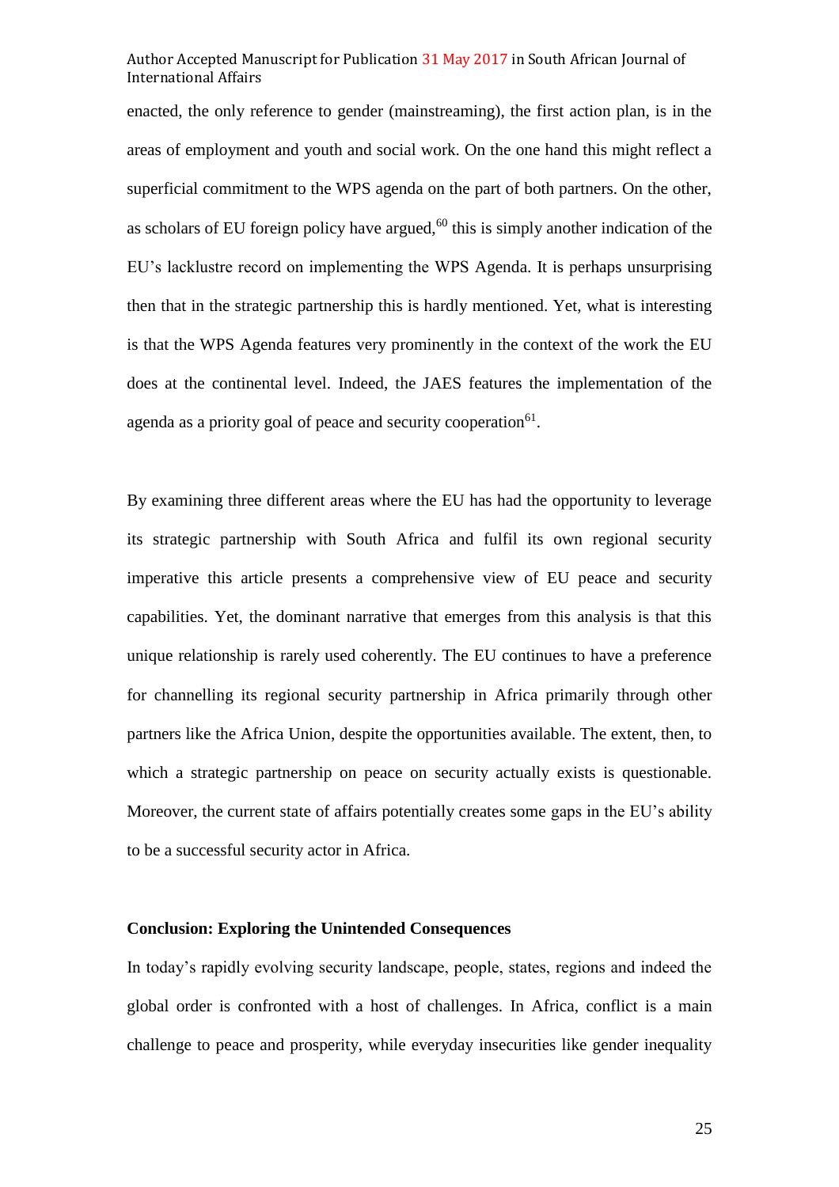enacted, the only reference to gender (mainstreaming), the first action plan, is in the areas of employment and youth and social work. On the one hand this might reflect a superficial commitment to the WPS agenda on the part of both partners. On the other, as scholars of EU foreign policy have argued,[60] this is simply another indication of the EU's lacklustre record on implementing the WPS Agenda. It is perhaps unsurprising then that in the strategic partnership this is hardly mentioned. Yet, what is interesting is that the WPS Agenda features very prominently in the context of the work the EU does at the continental level. Indeed, the JAES features the implementation of the agenda as a priority goal of peace and security cooperation[61].

By examining three different areas where the EU has had the opportunity to leverage its strategic partnership with South Africa and fulfil its own regional security imperative this article presents a comprehensive view of EU peace and security capabilities. Yet, the dominant narrative that emerges from this analysis is that this unique relationship is rarely used coherently. The EU continues to have a preference for channelling its regional security partnership in Africa primarily through other partners like the Africa Union, despite the opportunities available. The extent, then, to which a strategic partnership on peace on security actually exists is questionable. Moreover, the current state of affairs potentially creates some gaps in the EU's ability to be a successful security actor in Africa.

## Conclusion: Exploring the Unintended Consequences

In today's rapidly evolving security landscape, people, states, regions and indeed the global order is confronted with a host of challenges. In Africa, conflict is a main challenge to peace and prosperity, while everyday insecurities like gender inequality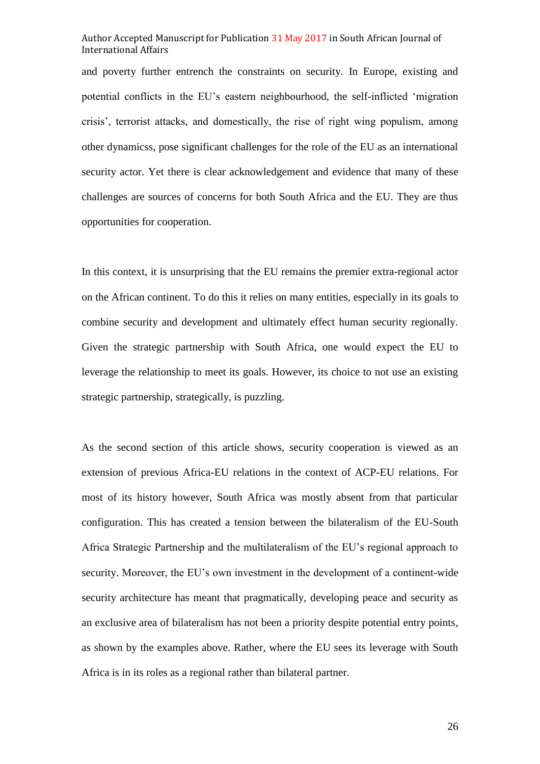and poverty further entrench the constraints on security. In Europe, existing and potential conflicts in the EU's eastern neighbourhood, the self-inflicted 'migration crisis', terrorist attacks, and domestically, the rise of right wing populism, among other dynamicss, pose significant challenges for the role of the EU as an international security actor. Yet there is clear acknowledgement and evidence that many of these challenges are sources of concerns for both South Africa and the EU. They are thus opportunities for cooperation.

In this context, it is unsurprising that the EU remains the premier extra-regional actor on the African continent. To do this it relies on many entities, especially in its goals to combine security and development and ultimately effect human security regionally. Given the strategic partnership with South Africa, one would expect the EU to leverage the relationship to meet its goals. However, its choice to not use an existing strategic partnership, strategically, is puzzling.

As the second section of this article shows, security cooperation is viewed as an extension of previous Africa-EU relations in the context of ACP-EU relations. For most of its history however, South Africa was mostly absent from that particular configuration. This has created a tension between the bilateralism of the EU-South Africa Strategic Partnership and the multilateralism of the EU's regional approach to security. Moreover, the EU's own investment in the development of a continent-wide security architecture has meant that pragmatically, developing peace and security as an exclusive area of bilateralism has not been a priority despite potential entry points, as shown by the examples above. Rather, where the EU sees its leverage with South Africa is in its roles as a regional rather than bilateral partner.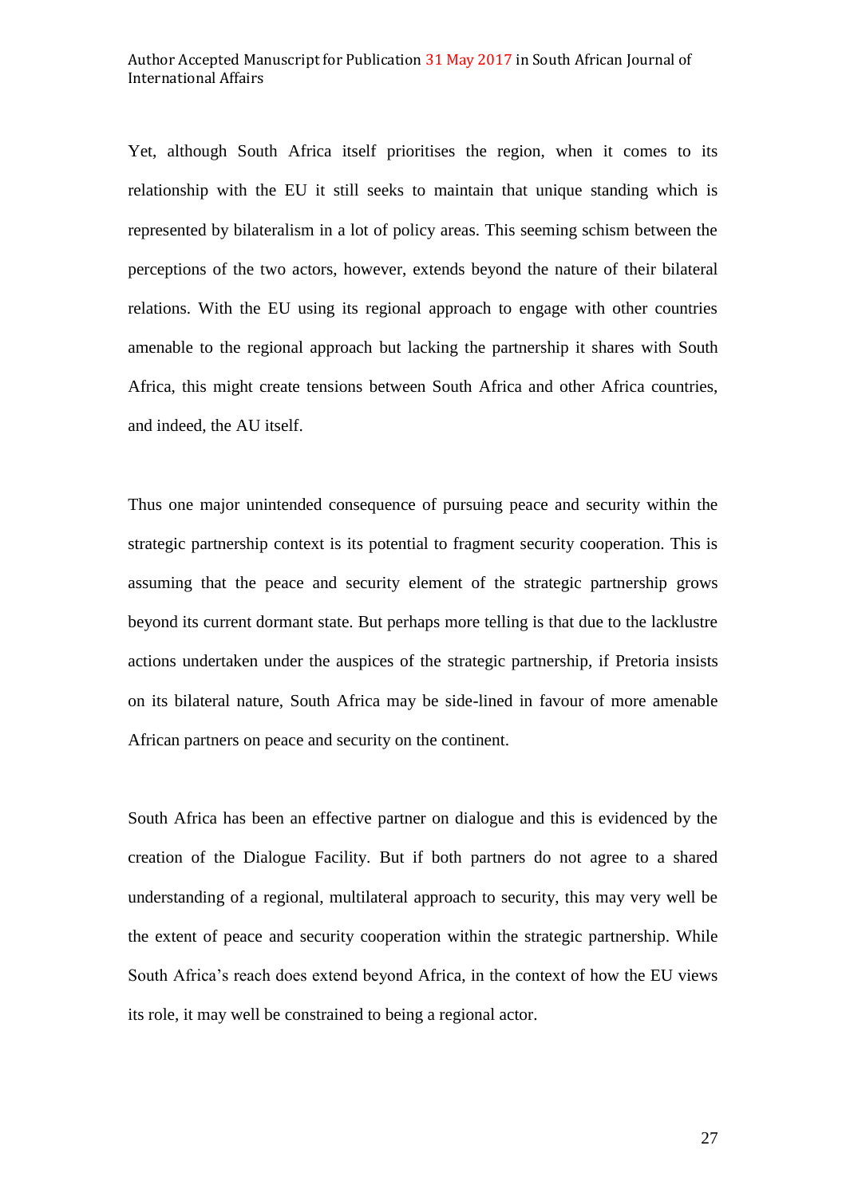Yet, although South Africa itself prioritises the region, when it comes to its relationship with the EU it still seeks to maintain that unique standing which is represented by bilateralism in a lot of policy areas. This seeming schism between the perceptions of the two actors, however, extends beyond the nature of their bilateral relations. With the EU using its regional approach to engage with other countries amenable to the regional approach but lacking the partnership it shares with South Africa, this might create tensions between South Africa and other Africa countries, and indeed, the AU itself.

Thus one major unintended consequence of pursuing peace and security within the strategic partnership context is its potential to fragment security cooperation. This is assuming that the peace and security element of the strategic partnership grows beyond its current dormant state. But perhaps more telling is that due to the lacklustre actions undertaken under the auspices of the strategic partnership, if Pretoria insists on its bilateral nature, South Africa may be side-lined in favour of more amenable African partners on peace and security on the continent.

South Africa has been an effective partner on dialogue and this is evidenced by the creation of the Dialogue Facility. But if both partners do not agree to a shared understanding of a regional, multilateral approach to security, this may very well be the extent of peace and security cooperation within the strategic partnership. While South Africa's reach does extend beyond Africa, in the context of how the EU views its role, it may well be constrained to being a regional actor.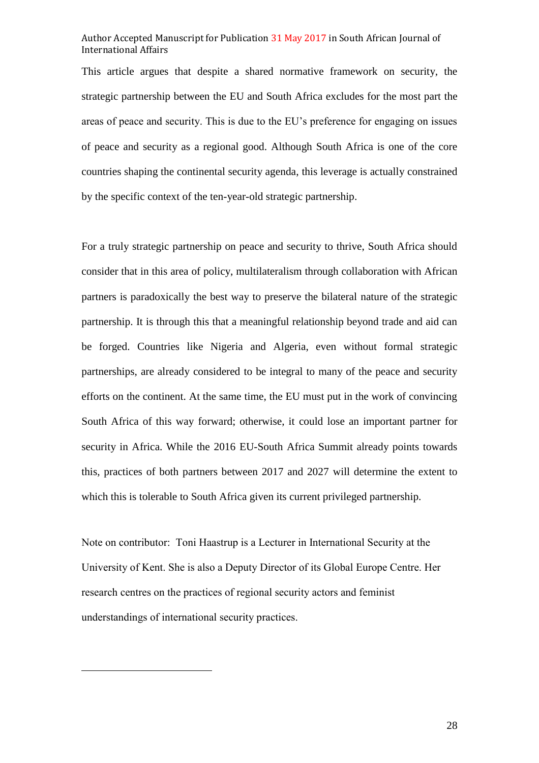This article argues that despite a shared normative framework on security, the strategic partnership between the EU and South Africa excludes for the most part the areas of peace and security. This is due to the EU's preference for engaging on issues of peace and security as a regional good. Although South Africa is one of the core countries shaping the continental security agenda, this leverage is actually constrained by the specific context of the ten-year-old strategic partnership.

For a truly strategic partnership on peace and security to thrive, South Africa should consider that in this area of policy, multilateralism through collaboration with African partners is paradoxically the best way to preserve the bilateral nature of the strategic partnership. It is through this that a meaningful relationship beyond trade and aid can be forged. Countries like Nigeria and Algeria, even without formal strategic partnerships, are already considered to be integral to many of the peace and security efforts on the continent. At the same time, the EU must put in the work of convincing South Africa of this way forward; otherwise, it could lose an important partner for security in Africa. While the 2016 EU-South Africa Summit already points towards this, practices of both partners between 2017 and 2027 will determine the extent to which this is tolerable to South Africa given its current privileged partnership.

Note on contributor: Toni Haastrup is a Lecturer in International Security at the University of Kent. She is also a Deputy Director of its Global Europe Centre. Her research centres on the practices of regional security actors and feminist understandings of international security practices.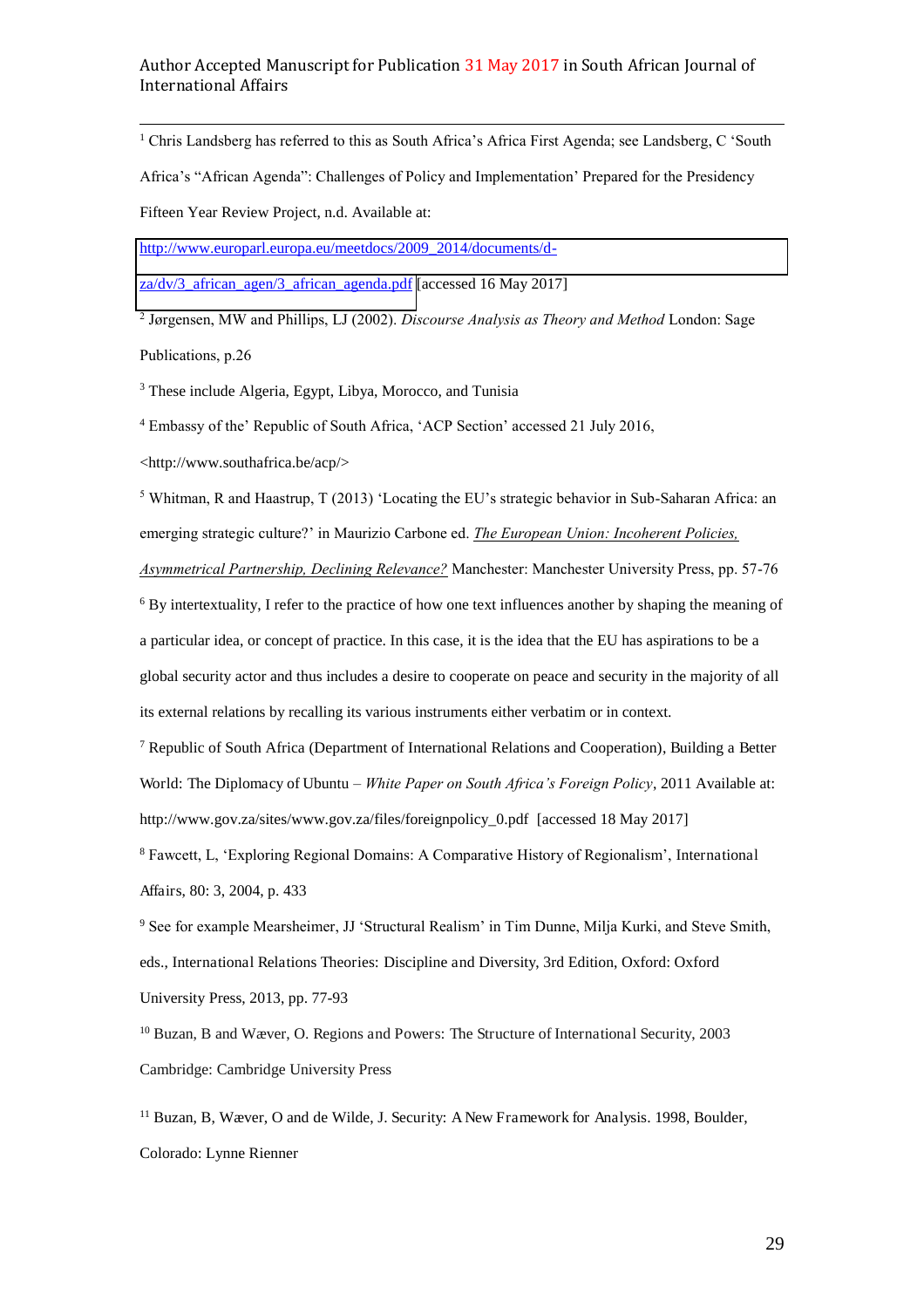[1] Chris Landsberg has referred to this as South Africa's Africa First Agenda; see Landsberg, C 'South Africa's "African Agenda": Challenges of Policy and Implementation' Prepared for the Presidency Fifteen Year Review Project, n.d. Available at: http://www.europarl.europa.eu/meetdocs/2009_2014/documents/d-za/dv/3_african_agen/3_african_agenda.pdf [accessed 16 May 2017]

[2] Jørgensen, MW and Phillips, LJ (2002). *Discourse Analysis as Theory and Method* London: Sage Publications, p.26

[3] These include Algeria, Egypt, Libya, Morocco, and Tunisia

[4] Embassy of the' Republic of South Africa, 'ACP Section' accessed 21 July 2016, <http://www.southafrica.be/acp/>

[5] Whitman, R and Haastrup, T (2013) 'Locating the EU's strategic behavior in Sub-Saharan Africa: an emerging strategic culture?' in Maurizio Carbone ed. *The European Union: Incoherent Policies, Asymmetrical Partnership, Declining Relevance?* Manchester: Manchester University Press, pp. 57-76

[6] By intertextuality, I refer to the practice of how one text influences another by shaping the meaning of a particular idea, or concept of practice. In this case, it is the idea that the EU has aspirations to be a global security actor and thus includes a desire to cooperate on peace and security in the majority of all its external relations by recalling its various instruments either verbatim or in context.

[7] Republic of South Africa (Department of International Relations and Cooperation), Building a Better World: The Diplomacy of Ubuntu – *White Paper on South Africa's Foreign Policy*, 2011 Available at: http://www.gov.za/sites/www.gov.za/files/foreignpolicy_0.pdf [accessed 18 May 2017]

[8] Fawcett, L, 'Exploring Regional Domains: A Comparative History of Regionalism', International Affairs, 80: 3, 2004, p. 433

[9] See for example Mearsheimer, JJ 'Structural Realism' in Tim Dunne, Milja Kurki, and Steve Smith, eds., International Relations Theories: Discipline and Diversity, 3rd Edition, Oxford: Oxford University Press, 2013, pp. 77-93

[10] Buzan, B and Wæver, O. Regions and Powers: The Structure of International Security, 2003 Cambridge: Cambridge University Press

[11] Buzan, B, Wæver, O and de Wilde, J. Security: A New Framework for Analysis. 1998, Boulder, Colorado: Lynne Rienner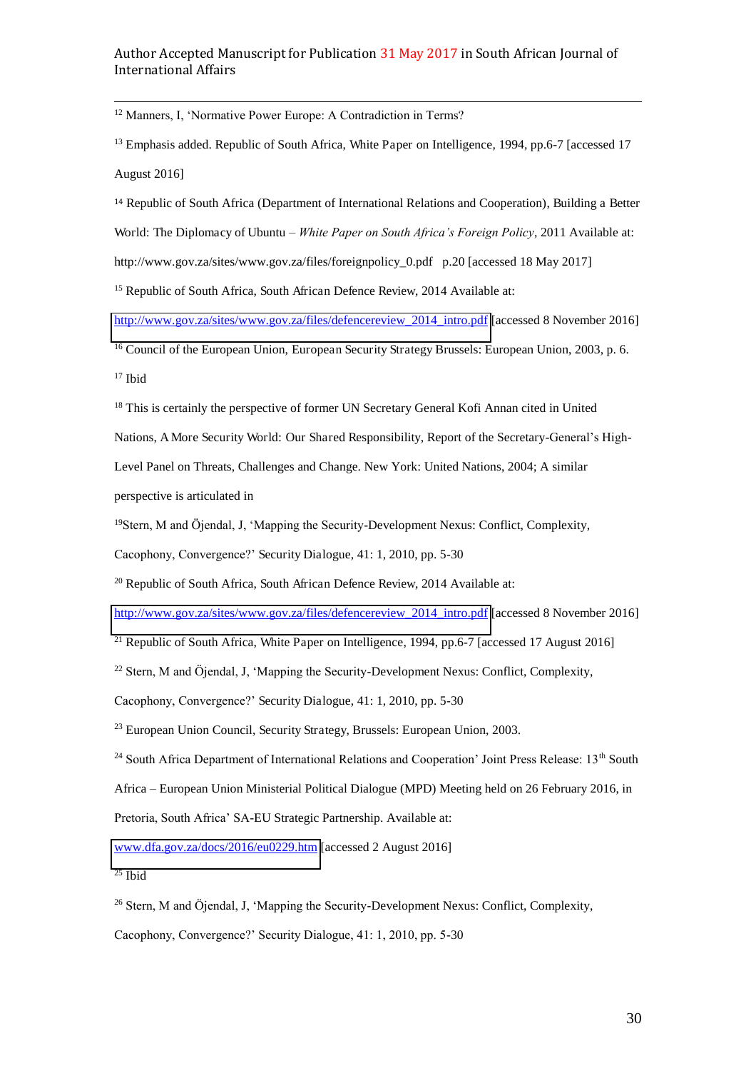[12] Manners, I, 'Normative Power Europe: A Contradiction in Terms?

[13] Emphasis added. Republic of South Africa, White Paper on Intelligence, 1994, pp.6-7 [accessed 17 August 2016]

[14] Republic of South Africa (Department of International Relations and Cooperation), Building a Better World: The Diplomacy of Ubuntu – *White Paper on South Africa's Foreign Policy*, 2011 Available at: http://www.gov.za/sites/www.gov.za/files/foreignpolicy_0.pdf p.20 [accessed 18 May 2017]

[15] Republic of South Africa, South African Defence Review, 2014 Available at: http://www.gov.za/sites/www.gov.za/files/defencereview_2014_intro.pdf [accessed 8 November 2016]

[16] Council of the European Union, European Security Strategy Brussels: European Union, 2003, p. 6.

[17] Ibid

[18] This is certainly the perspective of former UN Secretary General Kofi Annan cited in United Nations, A More Security World: Our Shared Responsibility, Report of the Secretary-General's High-Level Panel on Threats, Challenges and Change. New York: United Nations, 2004; A similar perspective is articulated in

[19] Stern, M and Öjendal, J, 'Mapping the Security-Development Nexus: Conflict, Complexity, Cacophony, Convergence?' Security Dialogue, 41: 1, 2010, pp. 5-30

[20] Republic of South Africa, South African Defence Review, 2014 Available at: http://www.gov.za/sites/www.gov.za/files/defencereview_2014_intro.pdf [accessed 8 November 2016]

[21] Republic of South Africa, White Paper on Intelligence, 1994, pp.6-7 [accessed 17 August 2016]

[22] Stern, M and Öjendal, J, 'Mapping the Security-Development Nexus: Conflict, Complexity, Cacophony, Convergence?' Security Dialogue, 41: 1, 2010, pp. 5-30

[23] European Union Council, Security Strategy, Brussels: European Union, 2003.

[24] South Africa Department of International Relations and Cooperation' Joint Press Release: 13th South Africa – European Union Ministerial Political Dialogue (MPD) Meeting held on 26 February 2016, in Pretoria, South Africa' SA-EU Strategic Partnership. Available at: www.dfa.gov.za/docs/2016/eu0229.htm [accessed 2 August 2016]

[25] Ibid

[26] Stern, M and Öjendal, J, 'Mapping the Security-Development Nexus: Conflict, Complexity, Cacophony, Convergence?' Security Dialogue, 41: 1, 2010, pp. 5-30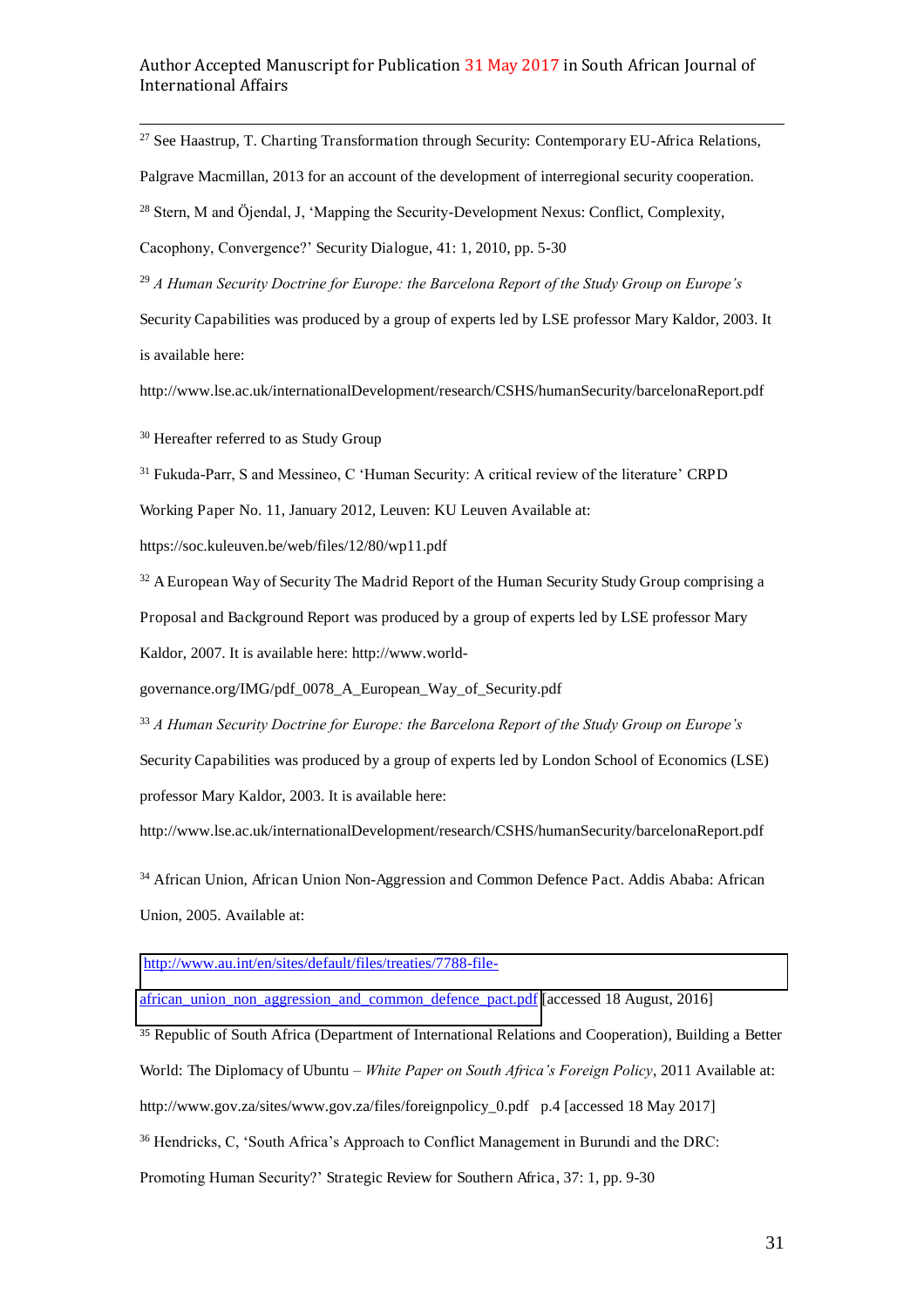[27] See Haastrup, T. Charting Transformation through Security: Contemporary EU-Africa Relations, Palgrave Macmillan, 2013 for an account of the development of interregional security cooperation.

[28] Stern, M and Öjendal, J, 'Mapping the Security-Development Nexus: Conflict, Complexity, Cacophony, Convergence?' Security Dialogue, 41: 1, 2010, pp. 5-30

[29] *A Human Security Doctrine for Europe: the Barcelona Report of the Study Group on Europe's* Security Capabilities was produced by a group of experts led by LSE professor Mary Kaldor, 2003. It is available here: http://www.lse.ac.uk/internationalDevelopment/research/CSHS/humanSecurity/barcelonaReport.pdf

[30] Hereafter referred to as Study Group

[31] Fukuda-Parr, S and Messineo, C 'Human Security: A critical review of the literature' CRPD Working Paper No. 11, January 2012, Leuven: KU Leuven Available at: https://soc.kuleuven.be/web/files/12/80/wp11.pdf

[32] A European Way of Security The Madrid Report of the Human Security Study Group comprising a Proposal and Background Report was produced by a group of experts led by LSE professor Mary Kaldor, 2007. It is available here: http://www.world-governance.org/IMG/pdf_0078_A_European_Way_of_Security.pdf

[33] *A Human Security Doctrine for Europe: the Barcelona Report of the Study Group on Europe's* Security Capabilities was produced by a group of experts led by London School of Economics (LSE) professor Mary Kaldor, 2003. It is available here: http://www.lse.ac.uk/internationalDevelopment/research/CSHS/humanSecurity/barcelonaReport.pdf

[34] African Union, African Union Non-Aggression and Common Defence Pact. Addis Ababa: African Union, 2005. Available at: http://www.au.int/en/sites/default/files/treaties/7788-file-african_union_non_aggression_and_common_defence_pact.pdf [accessed 18 August, 2016]

[35] Republic of South Africa (Department of International Relations and Cooperation), Building a Better World: The Diplomacy of Ubuntu – *White Paper on South Africa's Foreign Policy*, 2011 Available at: http://www.gov.za/sites/www.gov.za/files/foreignpolicy_0.pdf p.4 [accessed 18 May 2017]

[36] Hendricks, C, 'South Africa's Approach to Conflict Management in Burundi and the DRC: Promoting Human Security?' Strategic Review for Southern Africa, 37: 1, pp. 9-30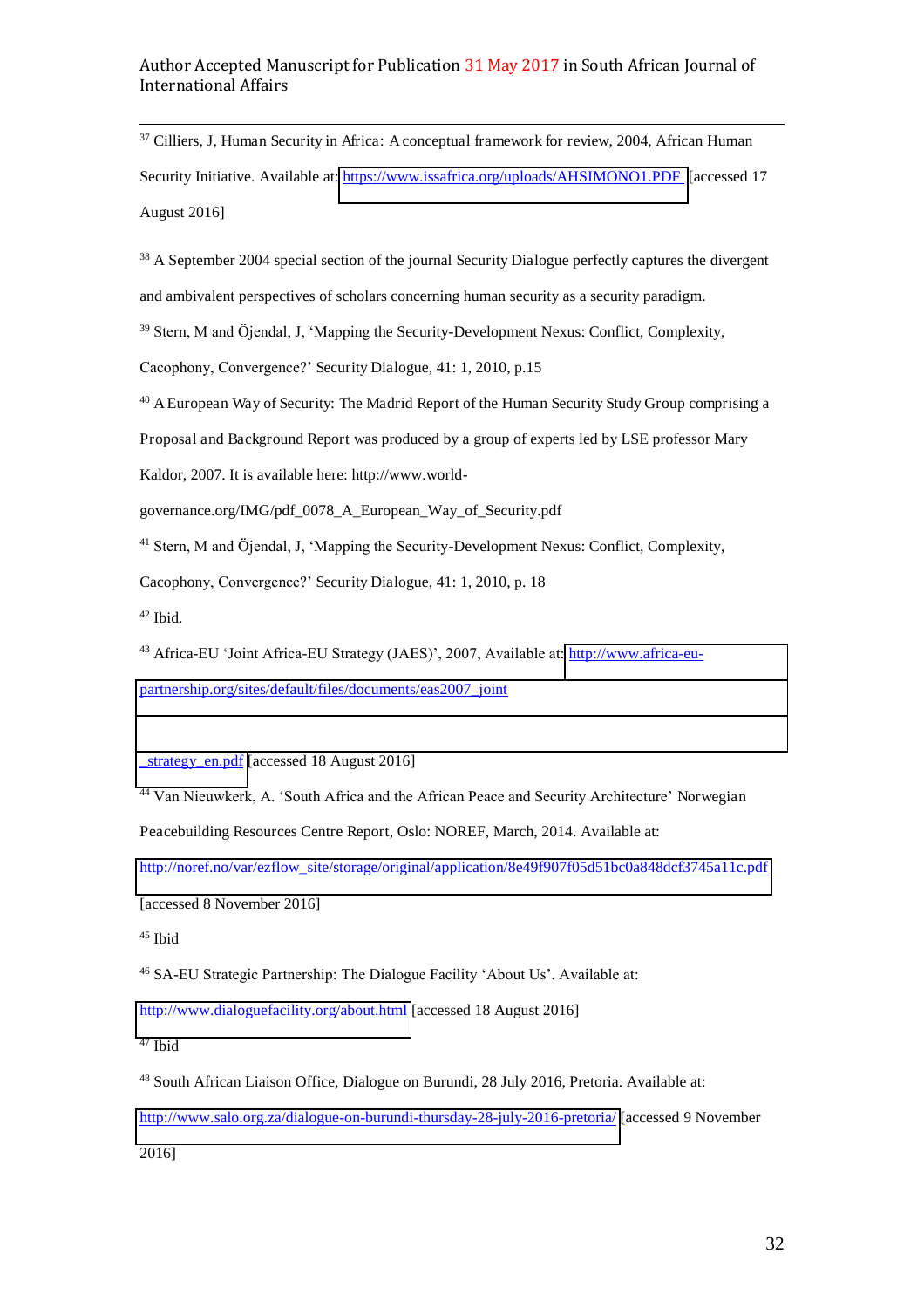[37] Cilliers, J, Human Security in Africa: A conceptual framework for review, 2004, African Human Security Initiative. Available at: https://www.issafrica.org/uploads/AHSIMONO1.PDF [accessed 17 August 2016]

[38] A September 2004 special section of the journal Security Dialogue perfectly captures the divergent and ambivalent perspectives of scholars concerning human security as a security paradigm.

[39] Stern, M and Öjendal, J, 'Mapping the Security-Development Nexus: Conflict, Complexity, Cacophony, Convergence?' Security Dialogue, 41: 1, 2010, p.15

[40] A European Way of Security: The Madrid Report of the Human Security Study Group comprising a Proposal and Background Report was produced by a group of experts led by LSE professor Mary Kaldor, 2007. It is available here: http://www.world-governance.org/IMG/pdf_0078_A_European_Way_of_Security.pdf

[41] Stern, M and Öjendal, J, 'Mapping the Security-Development Nexus: Conflict, Complexity, Cacophony, Convergence?' Security Dialogue, 41: 1, 2010, p. 18

[42] Ibid.

[43] Africa-EU 'Joint Africa-EU Strategy (JAES)', 2007, Available at: http://www.africa-eu-partnership.org/sites/default/files/documents/eas2007_joint_strategy_en.pdf [accessed 18 August 2016]

[44] Van Nieuwkerk, A. 'South Africa and the African Peace and Security Architecture' Norwegian Peacebuilding Resources Centre Report, Oslo: NOREF, March, 2014. Available at: http://noref.no/var/ezflow_site/storage/original/application/8e49f907f05d51bc0a848dcf3745a11c.pdf [accessed 8 November 2016]

[45] Ibid

[46] SA-EU Strategic Partnership: The Dialogue Facility 'About Us'. Available at: http://www.dialoguefacility.org/about.html [accessed 18 August 2016]

[47] Ibid

[48] South African Liaison Office, Dialogue on Burundi, 28 July 2016, Pretoria. Available at: http://www.salo.org.za/dialogue-on-burundi-thursday-28-july-2016-pretoria/ [accessed 9 November 2016]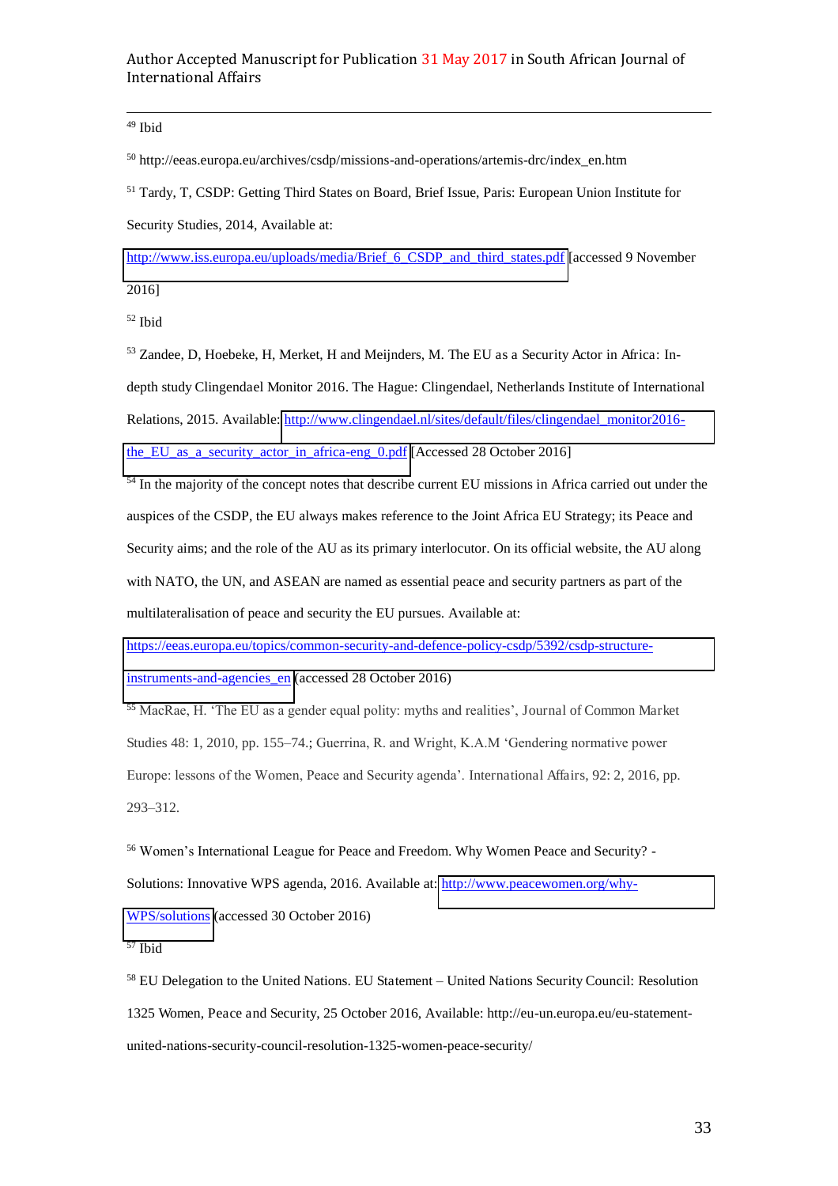[49] Ibid

[50] http://eeas.europa.eu/archives/csdp/missions-and-operations/artemis-drc/index_en.htm

[51] Tardy, T, CSDP: Getting Third States on Board, Brief Issue, Paris: European Union Institute for Security Studies, 2014, Available at: http://www.iss.europa.eu/uploads/media/Brief_6_CSDP_and_third_states.pdf [accessed 9 November 2016]

[52] Ibid

[53] Zandee, D, Hoebeke, H, Merket, H and Meijnders, M. The EU as a Security Actor in Africa: In-depth study Clingendael Monitor 2016. The Hague: Clingendael, Netherlands Institute of International Relations, 2015. Available: http://www.clingendael.nl/sites/default/files/clingendael_monitor2016-the_EU_as_a_security_actor_in_africa-eng_0.pdf [Accessed 28 October 2016]

[54] In the majority of the concept notes that describe current EU missions in Africa carried out under the auspices of the CSDP, the EU always makes reference to the Joint Africa EU Strategy; its Peace and Security aims; and the role of the AU as its primary interlocutor. On its official website, the AU along with NATO, the UN, and ASEAN are named as essential peace and security partners as part of the multilateralisation of peace and security the EU pursues. Available at: https://eeas.europa.eu/topics/common-security-and-defence-policy-csdp/5392/csdp-structure-instruments-and-agencies_en (accessed 28 October 2016)

[55] MacRae, H. 'The EU as a gender equal polity: myths and realities', Journal of Common Market Studies 48: 1, 2010, pp. 155–74.; Guerrina, R. and Wright, K.A.M 'Gendering normative power Europe: lessons of the Women, Peace and Security agenda'. International Affairs, 92: 2, 2016, pp. 293–312.

[56] Women's International League for Peace and Freedom. Why Women Peace and Security? - Solutions: Innovative WPS agenda, 2016. Available at: http://www.peacewomen.org/why-WPS/solutions (accessed 30 October 2016)

[57] Ibid

[58] EU Delegation to the United Nations. EU Statement – United Nations Security Council: Resolution 1325 Women, Peace and Security, 25 October 2016, Available: http://eu-un.europa.eu/eu-statement-united-nations-security-council-resolution-1325-women-peace-security/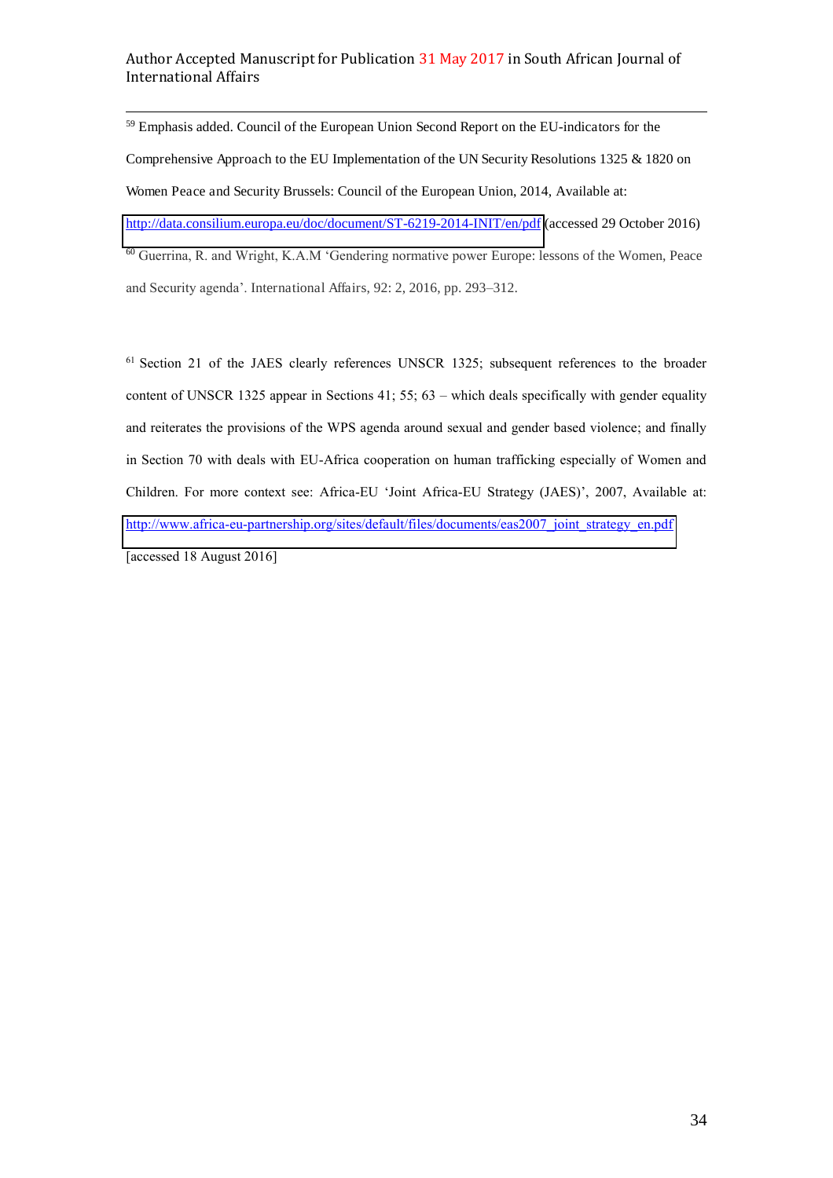[59] Emphasis added. Council of the European Union Second Report on the EU-indicators for the Comprehensive Approach to the EU Implementation of the UN Security Resolutions 1325 & 1820 on Women Peace and Security Brussels: Council of the European Union, 2014, Available at: http://data.consilium.europa.eu/doc/document/ST-6219-2014-INIT/en/pdf (accessed 29 October 2016)

[60] Guerrina, R. and Wright, K.A.M 'Gendering normative power Europe: lessons of the Women, Peace and Security agenda'. International Affairs, 92: 2, 2016, pp. 293–312.

[61] Section 21 of the JAES clearly references UNSCR 1325; subsequent references to the broader content of UNSCR 1325 appear in Sections 41; 55; 63 – which deals specifically with gender equality and reiterates the provisions of the WPS agenda around sexual and gender based violence; and finally in Section 70 with deals with EU-Africa cooperation on human trafficking especially of Women and Children. For more context see: Africa-EU 'Joint Africa-EU Strategy (JAES)', 2007, Available at: http://www.africa-eu-partnership.org/sites/default/files/documents/eas2007_joint_strategy_en.pdf [accessed 18 August 2016]